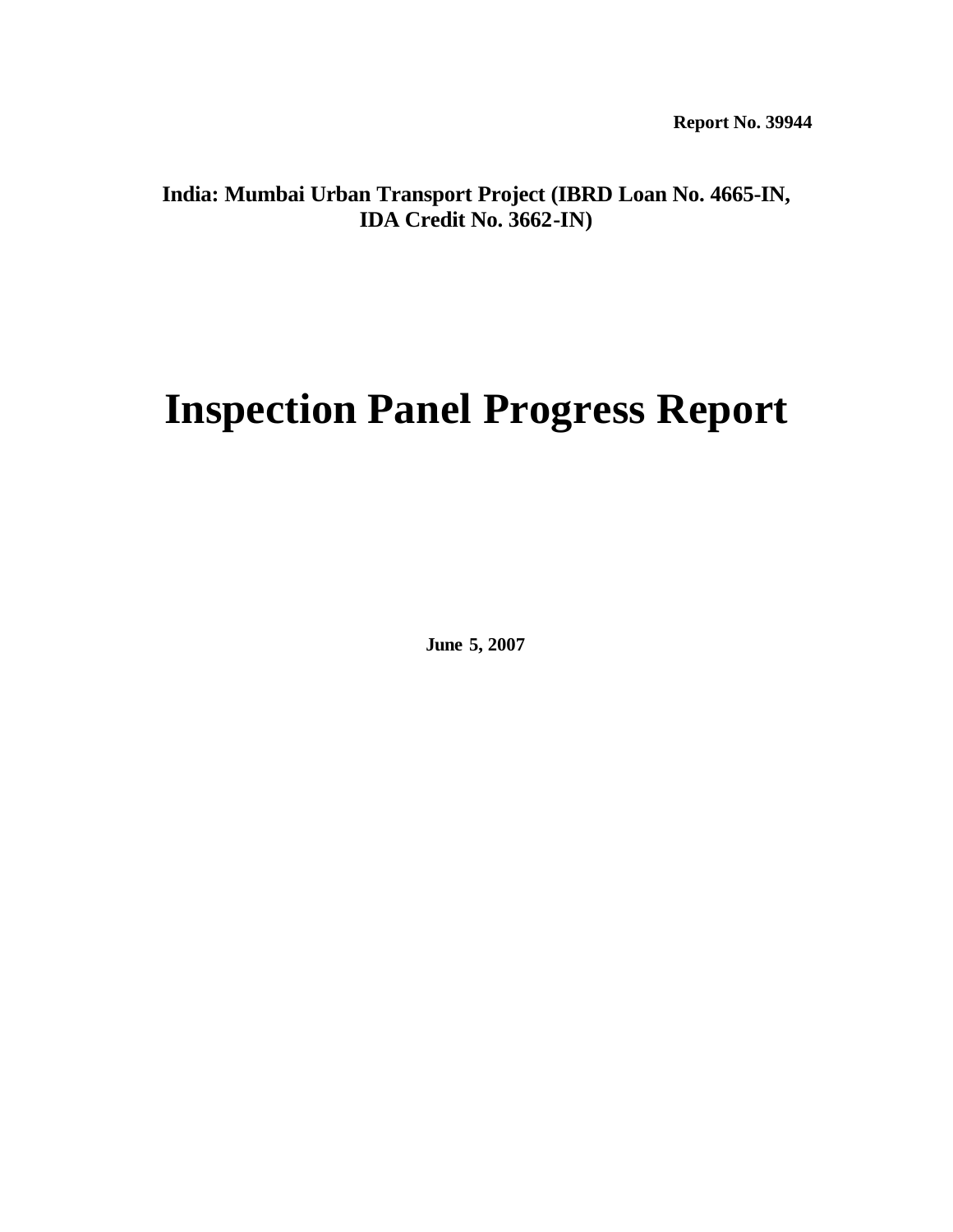**Report No. 39944**

**India: Mumbai Urban Transport Project (IBRD Loan No. 4665-IN, IDA Credit No. 3662-IN)**

# Inspection Panel Progress Report

**June 5, 2007**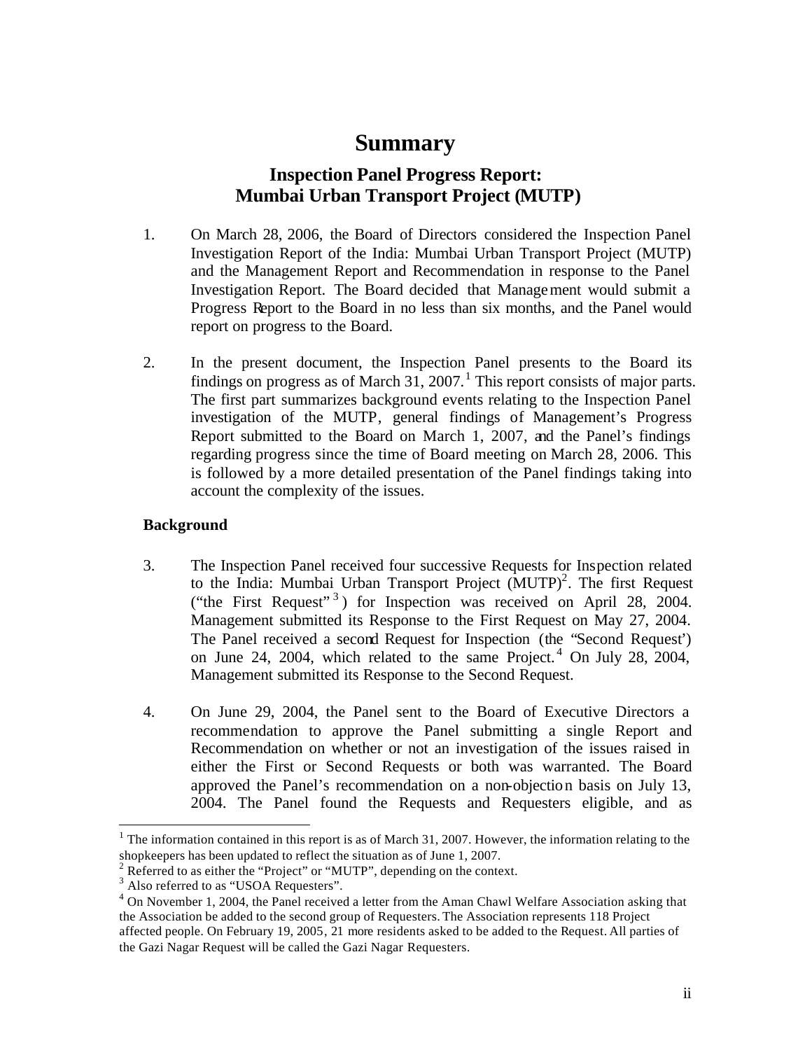# Summary

## Inspection Panel Progress Report: Mumbai Urban Transport Project (MUTP)

1. On March 28, 2006, the Board of Directors considered the Inspection Panel Investigation Report of the India: Mumbai Urban Transport Project (MUTP) and the Management Report and Recommendation in response to the Panel Investigation Report. The Board decided that Management would submit a Progress Report to the Board in no less than six months, and the Panel would report on progress to the Board.

2. In the present document, the Inspection Panel presents to the Board its findings on progress as of March 31, 2007.[1] This report consists of major parts. The first part summarizes background events relating to the Inspection Panel investigation of the MUTP, general findings of Management's Progress Report submitted to the Board on March 1, 2007, and the Panel's findings regarding progress since the time of Board meeting on March 28, 2006. This is followed by a more detailed presentation of the Panel findings taking into account the complexity of the issues.

**Background**

3. The Inspection Panel received four successive Requests for Inspection related to the India: Mumbai Urban Transport Project (MUTP)[2]. The first Request ("the First Request"[3]) for Inspection was received on April 28, 2004. Management submitted its Response to the First Request on May 27, 2004. The Panel received a second Request for Inspection (the "Second Request") on June 24, 2004, which related to the same Project.[4] On July 28, 2004, Management submitted its Response to the Second Request.

4. On June 29, 2004, the Panel sent to the Board of Executive Directors a recommendation to approve the Panel submitting a single Report and Recommendation on whether or not an investigation of the issues raised in either the First or Second Requests or both was warranted. The Board approved the Panel's recommendation on a non-objection basis on July 13, 2004. The Panel found the Requests and Requesters eligible, and as

---

[1] The information contained in this report is as of March 31, 2007. However, the information relating to the shopkeepers has been updated to reflect the situation as of June 1, 2007.

[2] Referred to as either the "Project" or "MUTP", depending on the context.

[3] Also referred to as "USOA Requesters".

[4] On November 1, 2004, the Panel received a letter from the Aman Chawl Welfare Association asking that the Association be added to the second group of Requesters. The Association represents 118 Project affected people. On February 19, 2005, 21 more residents asked to be added to the Request. All parties of the Gazi Nagar Request will be called the Gazi Nagar Requesters.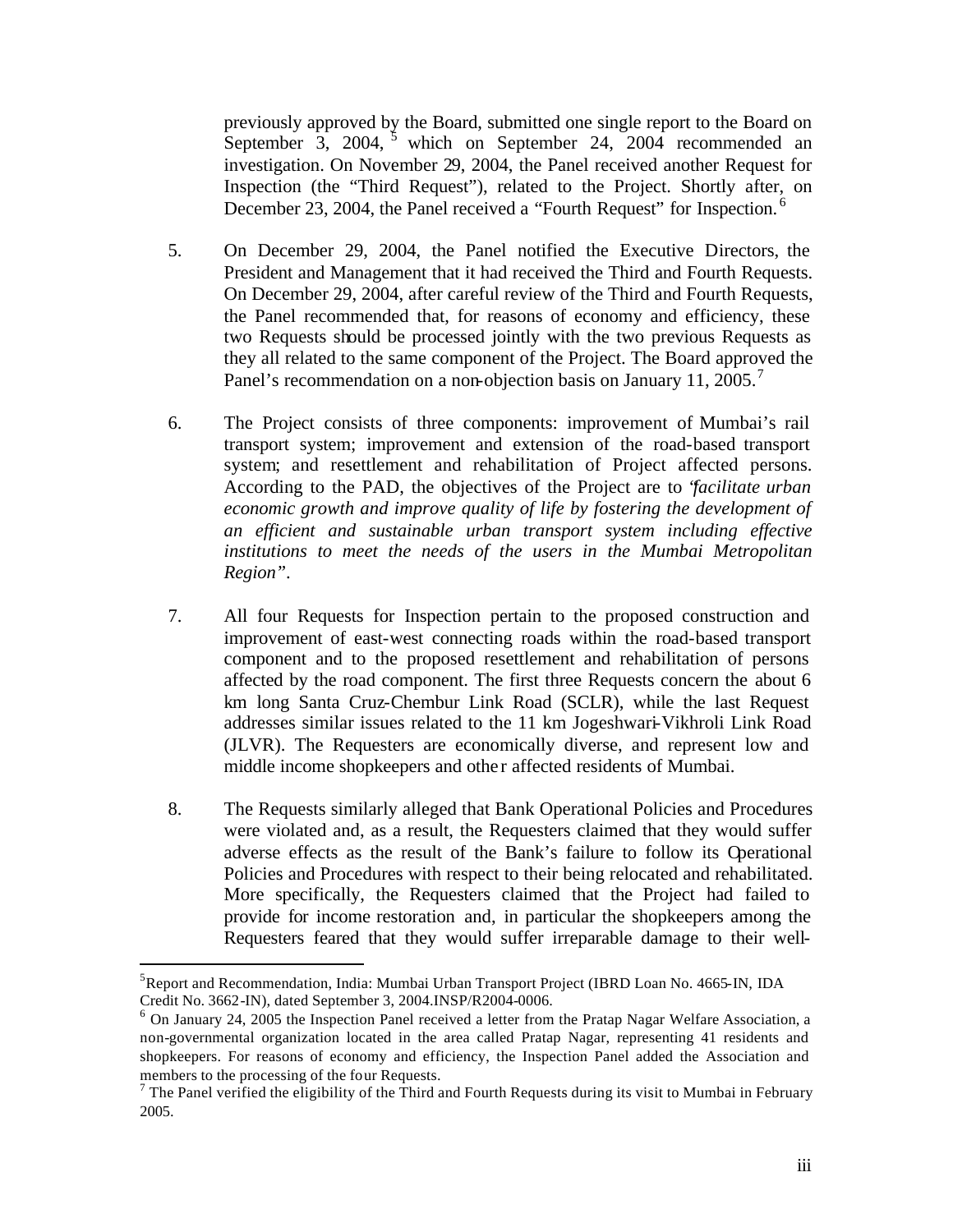previously approved by the Board, submitted one single report to the Board on September 3, 2004, [5] which on September 24, 2004 recommended an investigation. On November 29, 2004, the Panel received another Request for Inspection (the "Third Request"), related to the Project. Shortly after, on December 23, 2004, the Panel received a "Fourth Request" for Inspection. [6]

5. On December 29, 2004, the Panel notified the Executive Directors, the President and Management that it had received the Third and Fourth Requests. On December 29, 2004, after careful review of the Third and Fourth Requests, the Panel recommended that, for reasons of economy and efficiency, these two Requests should be processed jointly with the two previous Requests as they all related to the same component of the Project. The Board approved the Panel's recommendation on a non-objection basis on January 11, 2005.[7]

6. The Project consists of three components: improvement of Mumbai's rail transport system; improvement and extension of the road-based transport system; and resettlement and rehabilitation of Project affected persons. According to the PAD, the objectives of the Project are to "*facilitate urban economic growth and improve quality of life by fostering the development of an efficient and sustainable urban transport system including effective institutions to meet the needs of the users in the Mumbai Metropolitan Region*".

7. All four Requests for Inspection pertain to the proposed construction and improvement of east-west connecting roads within the road-based transport component and to the proposed resettlement and rehabilitation of persons affected by the road component. The first three Requests concern the about 6 km long Santa Cruz-Chembur Link Road (SCLR), while the last Request addresses similar issues related to the 11 km Jogeshwari-Vikhroli Link Road (JLVR). The Requesters are economically diverse, and represent low and middle income shopkeepers and other affected residents of Mumbai.

8. The Requests similarly alleged that Bank Operational Policies and Procedures were violated and, as a result, the Requesters claimed that they would suffer adverse effects as the result of the Bank's failure to follow its Operational Policies and Procedures with respect to their being relocated and rehabilitated. More specifically, the Requesters claimed that the Project had failed to provide for income restoration and, in particular the shopkeepers among the Requesters feared that they would suffer irreparable damage to their well-

---

[5] Report and Recommendation, India: Mumbai Urban Transport Project (IBRD Loan No. 4665-IN, IDA Credit No. 3662-IN), dated September 3, 2004.INSP/R2004-0006.

[6] On January 24, 2005 the Inspection Panel received a letter from the Pratap Nagar Welfare Association, a non-governmental organization located in the area called Pratap Nagar, representing 41 residents and shopkeepers. For reasons of economy and efficiency, the Inspection Panel added the Association and members to the processing of the four Requests.

[7] The Panel verified the eligibility of the Third and Fourth Requests during its visit to Mumbai in February 2005.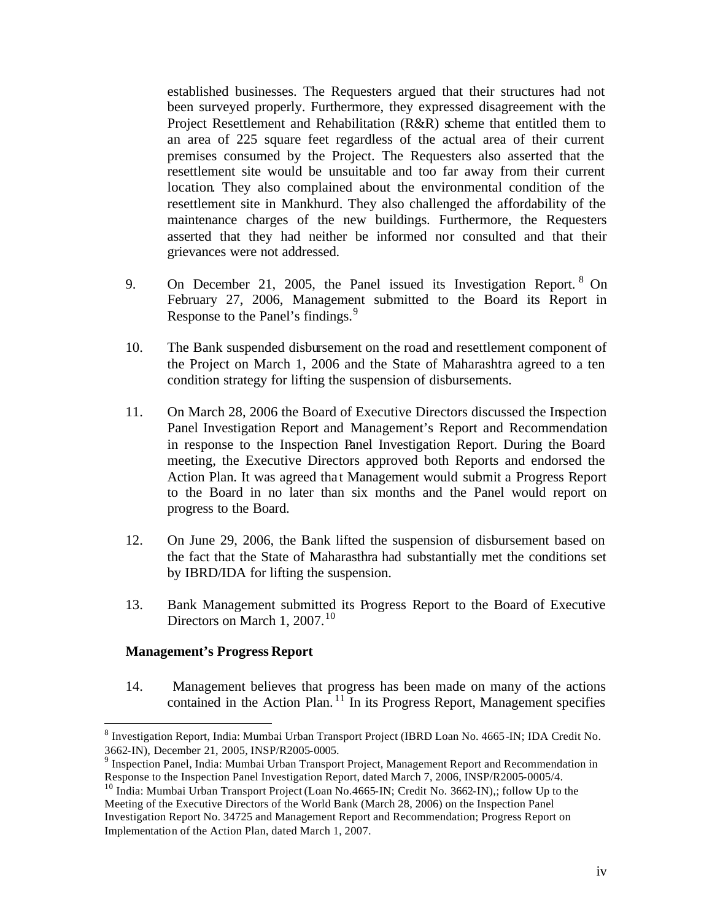established businesses. The Requesters argued that their structures had not been surveyed properly. Furthermore, they expressed disagreement with the Project Resettlement and Rehabilitation (R&R) scheme that entitled them to an area of 225 square feet regardless of the actual area of their current premises consumed by the Project. The Requesters also asserted that the resettlement site would be unsuitable and too far away from their current location. They also complained about the environmental condition of the resettlement site in Mankhurd. They also challenged the affordability of the maintenance charges of the new buildings. Furthermore, the Requesters asserted that they had neither be informed nor consulted and that their grievances were not addressed.

9. On December 21, 2005, the Panel issued its Investigation Report.[8] On February 27, 2006, Management submitted to the Board its Report in Response to the Panel's findings.[9]

10. The Bank suspended disbursement on the road and resettlement component of the Project on March 1, 2006 and the State of Maharashtra agreed to a ten condition strategy for lifting the suspension of disbursements.

11. On March 28, 2006 the Board of Executive Directors discussed the Inspection Panel Investigation Report and Management's Report and Recommendation in response to the Inspection Panel Investigation Report. During the Board meeting, the Executive Directors approved both Reports and endorsed the Action Plan. It was agreed that Management would submit a Progress Report to the Board in no later than six months and the Panel would report on progress to the Board.

12. On June 29, 2006, the Bank lifted the suspension of disbursement based on the fact that the State of Maharasthra had substantially met the conditions set by IBRD/IDA for lifting the suspension.

13. Bank Management submitted its Progress Report to the Board of Executive Directors on March 1, 2007.[10]

**Management's Progress Report**

14. Management believes that progress has been made on many of the actions contained in the Action Plan.[11] In its Progress Report, Management specifies

---

[8] Investigation Report, India: Mumbai Urban Transport Project (IBRD Loan No. 4665-IN; IDA Credit No. 3662-IN), December 21, 2005, INSP/R2005-0005.

[9] Inspection Panel, India: Mumbai Urban Transport Project, Management Report and Recommendation in Response to the Inspection Panel Investigation Report, dated March 7, 2006, INSP/R2005-0005/4.

[10] India: Mumbai Urban Transport Project (Loan No.4665-IN; Credit No. 3662-IN),; follow Up to the Meeting of the Executive Directors of the World Bank (March 28, 2006) on the Inspection Panel Investigation Report No. 34725 and Management Report and Recommendation; Progress Report on Implementation of the Action Plan, dated March 1, 2007.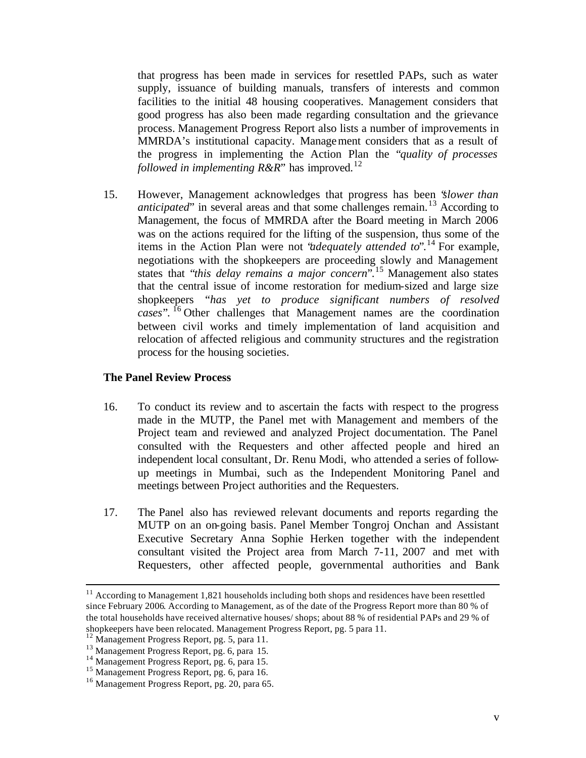that progress has been made in services for resettled PAPs, such as water supply, issuance of building manuals, transfers of interests and common facilities to the initial 48 housing cooperatives. Management considers that good progress has also been made regarding consultation and the grievance process. Management Progress Report also lists a number of improvements in MMRDA's institutional capacity. Management considers that as a result of the progress in implementing the Action Plan the "*quality of processes followed in implementing R&R*" has improved.[12]

15. However, Management acknowledges that progress has been "*slower than anticipated*" in several areas and that some challenges remain.[13] According to Management, the focus of MMRDA after the Board meeting in March 2006 was on the actions required for the lifting of the suspension, thus some of the items in the Action Plan were not "*adequately attended to*".[14] For example, negotiations with the shopkeepers are proceeding slowly and Management states that "*this delay remains a major concern*".[15] Management also states that the central issue of income restoration for medium-sized and large size shopkeepers "*has yet to produce significant numbers of resolved cases*".[16] Other challenges that Management names are the coordination between civil works and timely implementation of land acquisition and relocation of affected religious and community structures and the registration process for the housing societies.

**The Panel Review Process**

16. To conduct its review and to ascertain the facts with respect to the progress made in the MUTP, the Panel met with Management and members of the Project team and reviewed and analyzed Project documentation. The Panel consulted with the Requesters and other affected people and hired an independent local consultant, Dr. Renu Modi, who attended a series of follow-up meetings in Mumbai, such as the Independent Monitoring Panel and meetings between Project authorities and the Requesters.

17. The Panel also has reviewed relevant documents and reports regarding the MUTP on an on-going basis. Panel Member Tongroj Onchan and Assistant Executive Secretary Anna Sophie Herken together with the independent consultant visited the Project area from March 7-11, 2007 and met with Requesters, other affected people, governmental authorities and Bank

---

[11] According to Management 1,821 households including both shops and residences have been resettled since February 2006. According to Management, as of the date of the Progress Report more than 80 % of the total households have received alternative houses/ shops; about 88 % of residential PAPs and 29 % of shopkeepers have been relocated. Management Progress Report, pg. 5 para 11.

[12] Management Progress Report, pg. 5, para 11.

[13] Management Progress Report, pg. 6, para 15.

[14] Management Progress Report, pg. 6, para 15.

[15] Management Progress Report, pg. 6, para 16.

[16] Management Progress Report, pg. 20, para 65.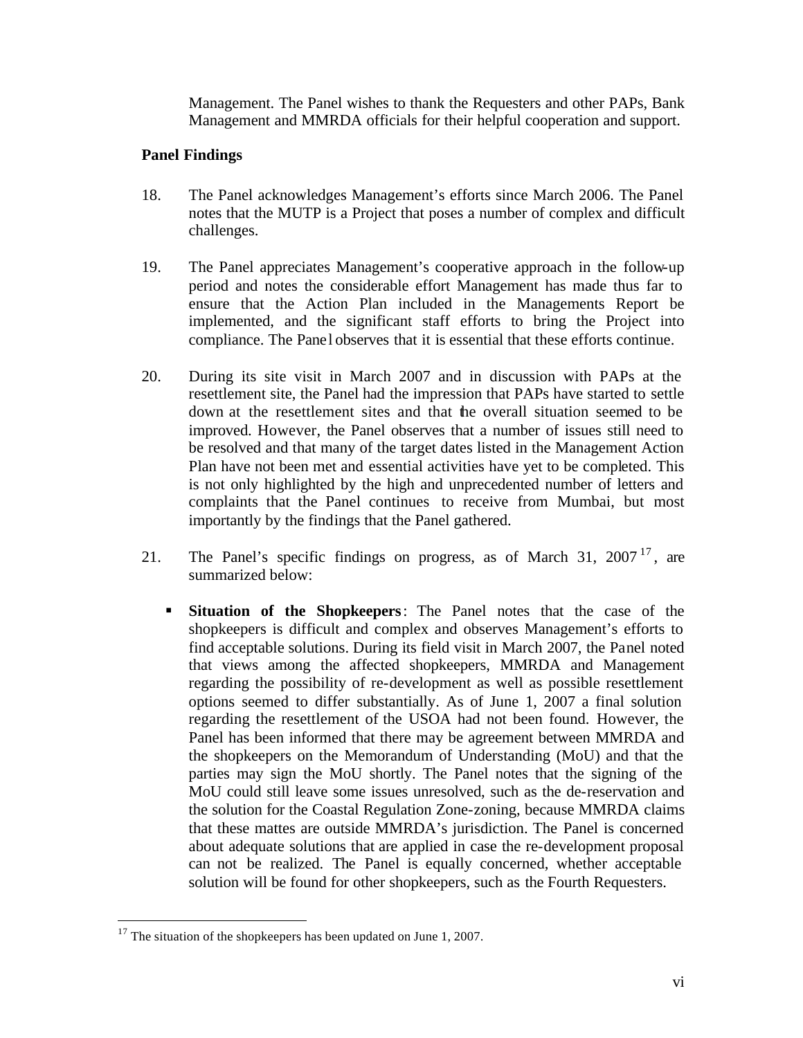Management. The Panel wishes to thank the Requesters and other PAPs, Bank Management and MMRDA officials for their helpful cooperation and support.

**Panel Findings**

18. The Panel acknowledges Management's efforts since March 2006. The Panel notes that the MUTP is a Project that poses a number of complex and difficult challenges.

19. The Panel appreciates Management's cooperative approach in the follow-up period and notes the considerable effort Management has made thus far to ensure that the Action Plan included in the Managements Report be implemented, and the significant staff efforts to bring the Project into compliance. The Panel observes that it is essential that these efforts continue.

20. During its site visit in March 2007 and in discussion with PAPs at the resettlement site, the Panel had the impression that PAPs have started to settle down at the resettlement sites and that the overall situation seemed to be improved. However, the Panel observes that a number of issues still need to be resolved and that many of the target dates listed in the Management Action Plan have not been met and essential activities have yet to be completed. This is not only highlighted by the high and unprecedented number of letters and complaints that the Panel continues to receive from Mumbai, but most importantly by the findings that the Panel gathered.

21. The Panel's specific findings on progress, as of March 31, 2007[17], are summarized below:

- **Situation of the Shopkeepers**: The Panel notes that the case of the shopkeepers is difficult and complex and observes Management's efforts to find acceptable solutions. During its field visit in March 2007, the Panel noted that views among the affected shopkeepers, MMRDA and Management regarding the possibility of re-development as well as possible resettlement options seemed to differ substantially. As of June 1, 2007 a final solution regarding the resettlement of the USOA had not been found. However, the Panel has been informed that there may be agreement between MMRDA and the shopkeepers on the Memorandum of Understanding (MoU) and that the parties may sign the MoU shortly. The Panel notes that the signing of the MoU could still leave some issues unresolved, such as the de-reservation and the solution for the Coastal Regulation Zone-zoning, because MMRDA claims that these mattes are outside MMRDA's jurisdiction. The Panel is concerned about adequate solutions that are applied in case the re-development proposal can not be realized. The Panel is equally concerned, whether acceptable solution will be found for other shopkeepers, such as the Fourth Requesters.

[17] The situation of the shopkeepers has been updated on June 1, 2007.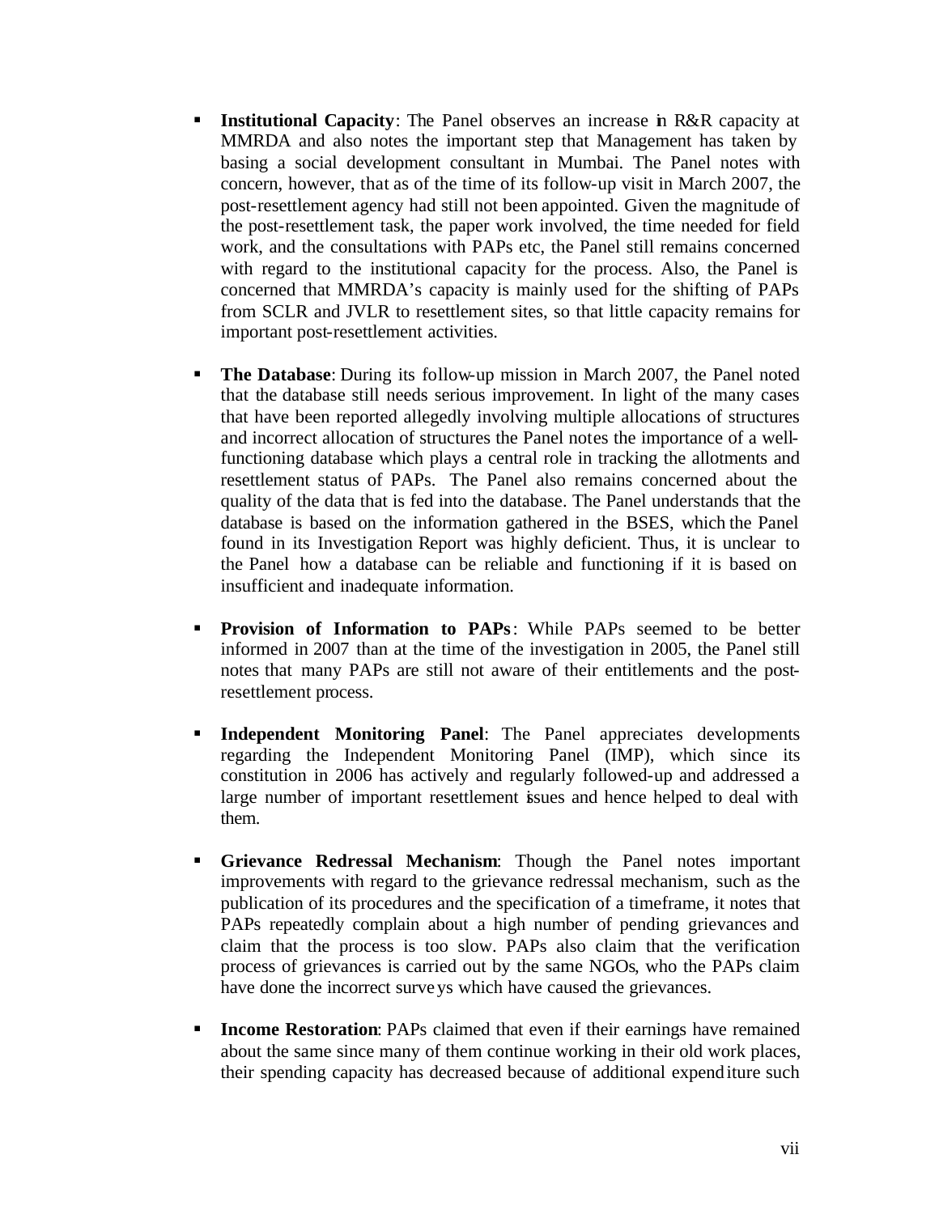- **Institutional Capacity**: The Panel observes an increase in R&R capacity at MMRDA and also notes the important step that Management has taken by basing a social development consultant in Mumbai. The Panel notes with concern, however, that as of the time of its follow-up visit in March 2007, the post-resettlement agency had still not been appointed. Given the magnitude of the post-resettlement task, the paper work involved, the time needed for field work, and the consultations with PAPs etc, the Panel still remains concerned with regard to the institutional capacity for the process. Also, the Panel is concerned that MMRDA's capacity is mainly used for the shifting of PAPs from SCLR and JVLR to resettlement sites, so that little capacity remains for important post-resettlement activities.

- **The Database**: During its follow-up mission in March 2007, the Panel noted that the database still needs serious improvement. In light of the many cases that have been reported allegedly involving multiple allocations of structures and incorrect allocation of structures the Panel notes the importance of a well-functioning database which plays a central role in tracking the allotments and resettlement status of PAPs. The Panel also remains concerned about the quality of the data that is fed into the database. The Panel understands that the database is based on the information gathered in the BSES, which the Panel found in its Investigation Report was highly deficient. Thus, it is unclear to the Panel how a database can be reliable and functioning if it is based on insufficient and inadequate information.

- **Provision of Information to PAPs**: While PAPs seemed to be better informed in 2007 than at the time of the investigation in 2005, the Panel still notes that many PAPs are still not aware of their entitlements and the post-resettlement process.

- **Independent Monitoring Panel**: The Panel appreciates developments regarding the Independent Monitoring Panel (IMP), which since its constitution in 2006 has actively and regularly followed-up and addressed a large number of important resettlement issues and hence helped to deal with them.

- **Grievance Redressal Mechanism**: Though the Panel notes important improvements with regard to the grievance redressal mechanism, such as the publication of its procedures and the specification of a timeframe, it notes that PAPs repeatedly complain about a high number of pending grievances and claim that the process is too slow. PAPs also claim that the verification process of grievances is carried out by the same NGOs, who the PAPs claim have done the incorrect surveys which have caused the grievances.

- **Income Restoration**: PAPs claimed that even if their earnings have remained about the same since many of them continue working in their old work places, their spending capacity has decreased because of additional expenditure such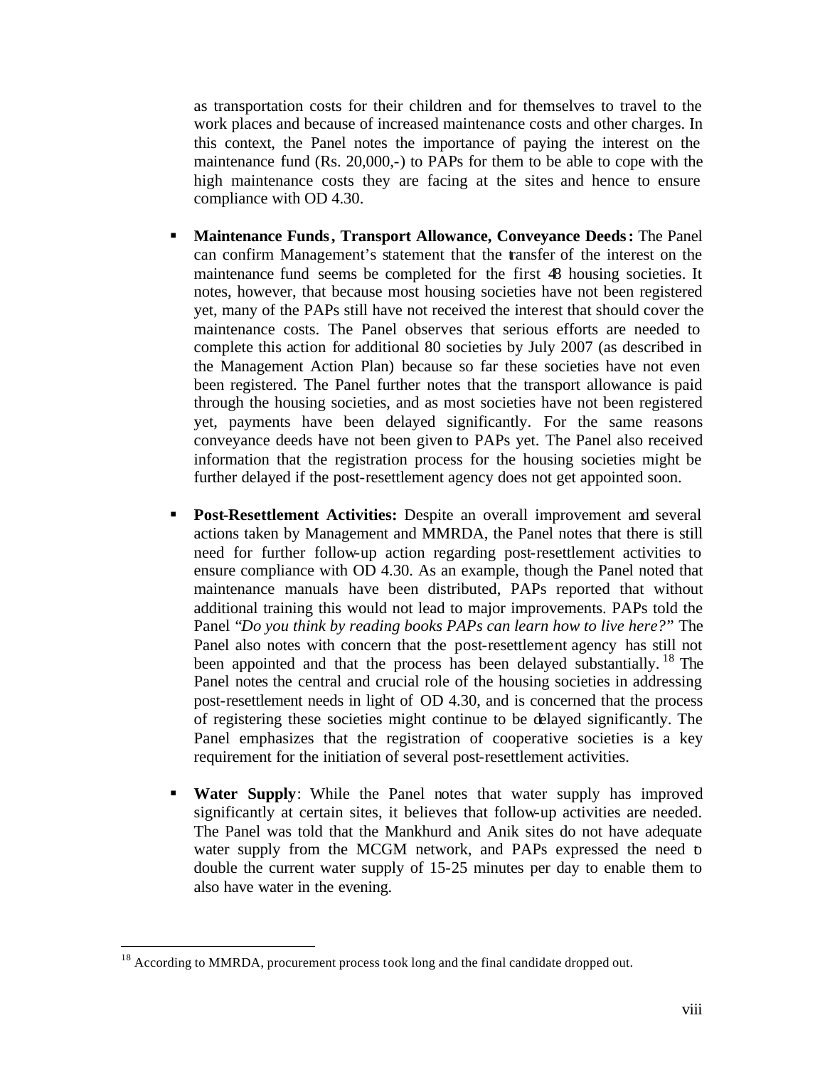as transportation costs for their children and for themselves to travel to the work places and because of increased maintenance costs and other charges. In this context, the Panel notes the importance of paying the interest on the maintenance fund (Rs. 20,000,-) to PAPs for them to be able to cope with the high maintenance costs they are facing at the sites and hence to ensure compliance with OD 4.30.

- **Maintenance Funds, Transport Allowance, Conveyance Deeds:** The Panel can confirm Management's statement that the transfer of the interest on the maintenance fund seems be completed for the first 48 housing societies. It notes, however, that because most housing societies have not been registered yet, many of the PAPs still have not received the interest that should cover the maintenance costs. The Panel observes that serious efforts are needed to complete this action for additional 80 societies by July 2007 (as described in the Management Action Plan) because so far these societies have not even been registered. The Panel further notes that the transport allowance is paid through the housing societies, and as most societies have not been registered yet, payments have been delayed significantly. For the same reasons conveyance deeds have not been given to PAPs yet. The Panel also received information that the registration process for the housing societies might be further delayed if the post-resettlement agency does not get appointed soon.

- **Post-Resettlement Activities:** Despite an overall improvement and several actions taken by Management and MMRDA, the Panel notes that there is still need for further follow-up action regarding post-resettlement activities to ensure compliance with OD 4.30. As an example, though the Panel noted that maintenance manuals have been distributed, PAPs reported that without additional training this would not lead to major improvements. PAPs told the Panel "*Do you think by reading books PAPs can learn how to live here?*" The Panel also notes with concern that the post-resettlement agency has still not been appointed and that the process has been delayed substantially.[18] The Panel notes the central and crucial role of the housing societies in addressing post-resettlement needs in light of OD 4.30, and is concerned that the process of registering these societies might continue to be delayed significantly. The Panel emphasizes that the registration of cooperative societies is a key requirement for the initiation of several post-resettlement activities.

- **Water Supply**: While the Panel notes that water supply has improved significantly at certain sites, it believes that follow-up activities are needed. The Panel was told that the Mankhurd and Anik sites do not have adequate water supply from the MCGM network, and PAPs expressed the need to double the current water supply of 15-25 minutes per day to enable them to also have water in the evening.

[18] According to MMRDA, procurement process took long and the final candidate dropped out.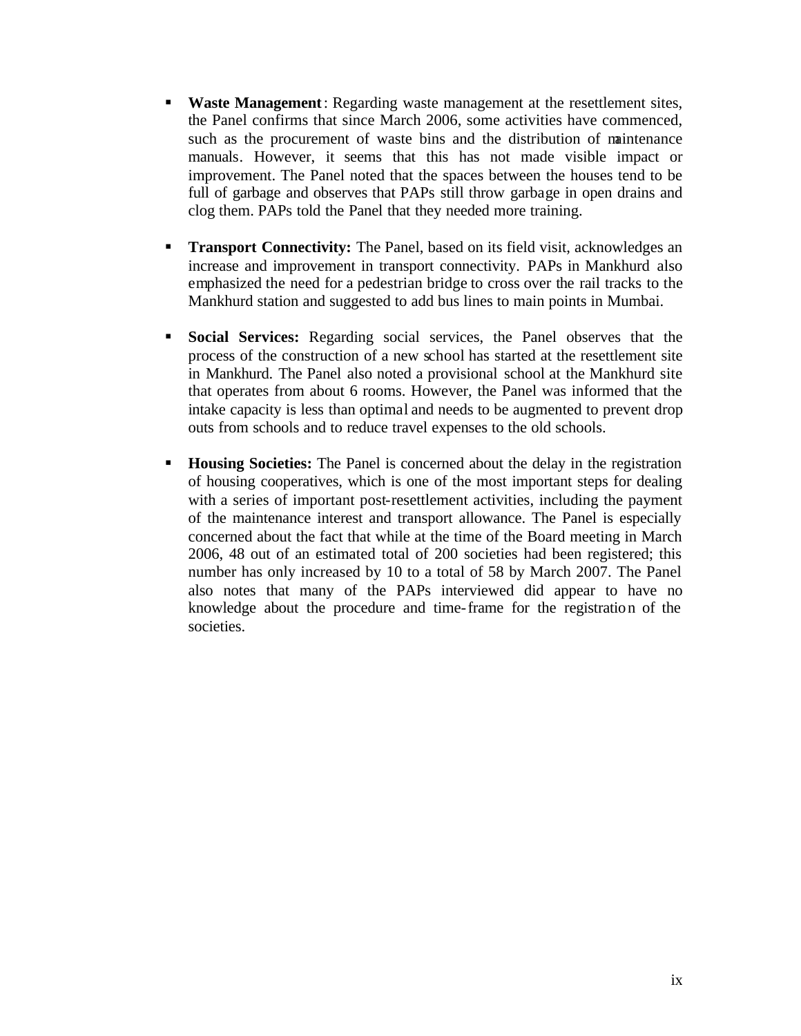- **Waste Management**: Regarding waste management at the resettlement sites, the Panel confirms that since March 2006, some activities have commenced, such as the procurement of waste bins and the distribution of maintenance manuals. However, it seems that this has not made visible impact or improvement. The Panel noted that the spaces between the houses tend to be full of garbage and observes that PAPs still throw garbage in open drains and clog them. PAPs told the Panel that they needed more training.

- **Transport Connectivity:** The Panel, based on its field visit, acknowledges an increase and improvement in transport connectivity. PAPs in Mankhurd also emphasized the need for a pedestrian bridge to cross over the rail tracks to the Mankhurd station and suggested to add bus lines to main points in Mumbai.

- **Social Services:** Regarding social services, the Panel observes that the process of the construction of a new school has started at the resettlement site in Mankhurd. The Panel also noted a provisional school at the Mankhurd site that operates from about 6 rooms. However, the Panel was informed that the intake capacity is less than optimal and needs to be augmented to prevent drop outs from schools and to reduce travel expenses to the old schools.

- **Housing Societies:** The Panel is concerned about the delay in the registration of housing cooperatives, which is one of the most important steps for dealing with a series of important post-resettlement activities, including the payment of the maintenance interest and transport allowance. The Panel is especially concerned about the fact that while at the time of the Board meeting in March 2006, 48 out of an estimated total of 200 societies had been registered; this number has only increased by 10 to a total of 58 by March 2007. The Panel also notes that many of the PAPs interviewed did appear to have no knowledge about the procedure and time-frame for the registration of the societies.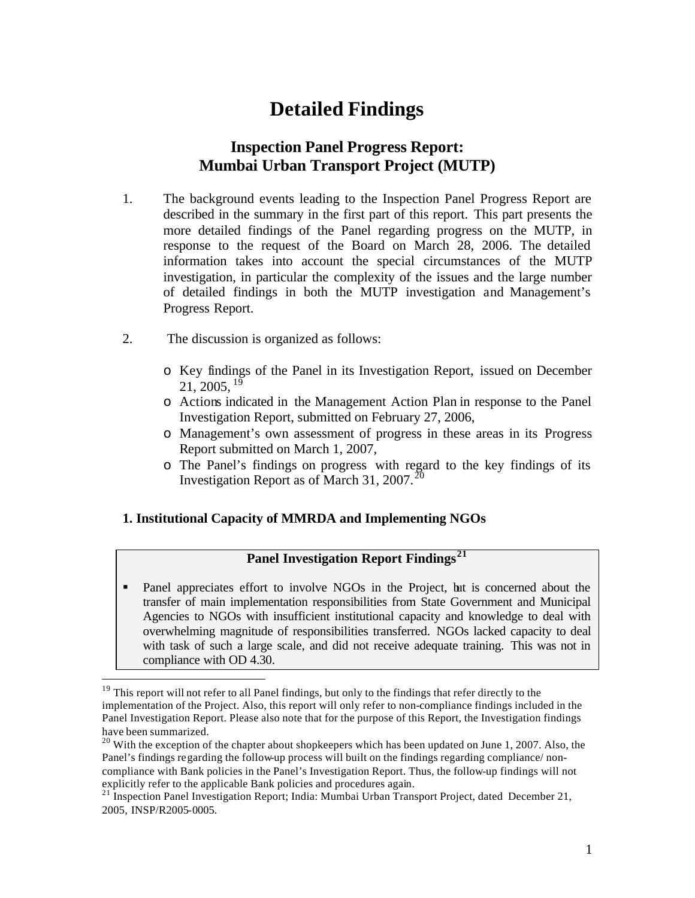# Detailed Findings

## Inspection Panel Progress Report: Mumbai Urban Transport Project (MUTP)

1. The background events leading to the Inspection Panel Progress Report are described in the summary in the first part of this report. This part presents the more detailed findings of the Panel regarding progress on the MUTP, in response to the request of the Board on March 28, 2006. The detailed information takes into account the special circumstances of the MUTP investigation, in particular the complexity of the issues and the large number of detailed findings in both the MUTP investigation and Management's Progress Report.

2. The discussion is organized as follows:

   - Key findings of the Panel in its Investigation Report, issued on December 21, 2005,[19]
   - Actions indicated in the Management Action Plan in response to the Panel Investigation Report, submitted on February 27, 2006,
   - Management's own assessment of progress in these areas in its Progress Report submitted on March 1, 2007,
   - The Panel's findings on progress with regard to the key findings of its Investigation Report as of March 31, 2007.[20]

### 1. Institutional Capacity of MMRDA and Implementing NGOs

**Panel Investigation Report Findings[21]**

- Panel appreciates effort to involve NGOs in the Project, but is concerned about the transfer of main implementation responsibilities from State Government and Municipal Agencies to NGOs with insufficient institutional capacity and knowledge to deal with overwhelming magnitude of responsibilities transferred. NGOs lacked capacity to deal with task of such a large scale, and did not receive adequate training. This was not in compliance with OD 4.30.

---

[19] This report will not refer to all Panel findings, but only to the findings that refer directly to the implementation of the Project. Also, this report will only refer to non-compliance findings included in the Panel Investigation Report. Please also note that for the purpose of this Report, the Investigation findings have been summarized.

[20] With the exception of the chapter about shopkeepers which has been updated on June 1, 2007. Also, the Panel's findings regarding the follow-up process will built on the findings regarding compliance/ non-compliance with Bank policies in the Panel's Investigation Report. Thus, the follow-up findings will not explicitly refer to the applicable Bank policies and procedures again.

[21] Inspection Panel Investigation Report; India: Mumbai Urban Transport Project, dated December 21, 2005, INSP/R2005-0005.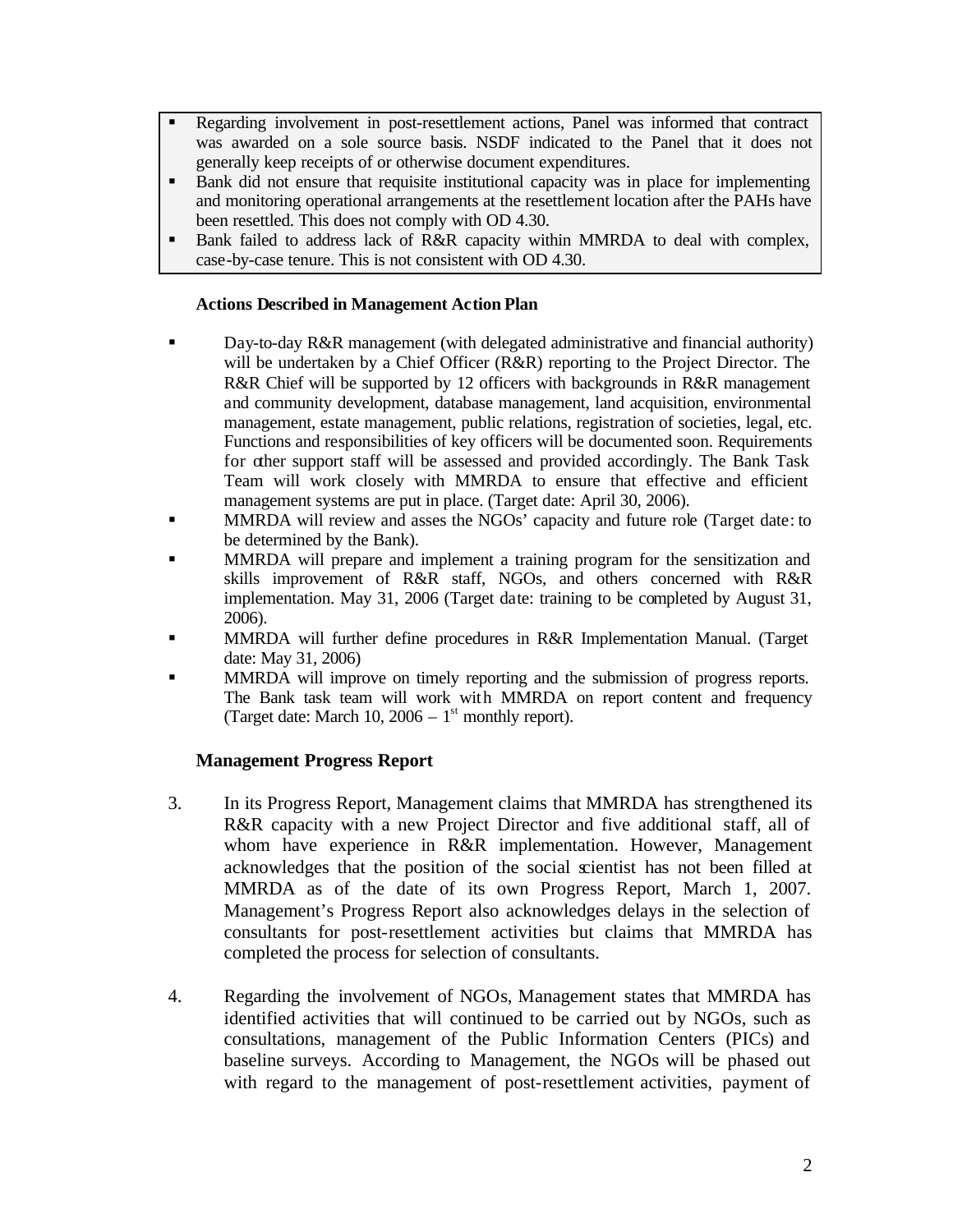- Regarding involvement in post-resettlement actions, Panel was informed that contract was awarded on a sole source basis. NSDF indicated to the Panel that it does not generally keep receipts of or otherwise document expenditures.
- Bank did not ensure that requisite institutional capacity was in place for implementing and monitoring operational arrangements at the resettlement location after the PAHs have been resettled. This does not comply with OD 4.30.
- Bank failed to address lack of R&R capacity within MMRDA to deal with complex, case-by-case tenure. This is not consistent with OD 4.30.

**Actions Described in Management Action Plan**

- Day-to-day R&R management (with delegated administrative and financial authority) will be undertaken by a Chief Officer (R&R) reporting to the Project Director. The R&R Chief will be supported by 12 officers with backgrounds in R&R management and community development, database management, land acquisition, environmental management, estate management, public relations, registration of societies, legal, etc. Functions and responsibilities of key officers will be documented soon. Requirements for other support staff will be assessed and provided accordingly. The Bank Task Team will work closely with MMRDA to ensure that effective and efficient management systems are put in place. (Target date: April 30, 2006).
- MMRDA will review and asses the NGOs' capacity and future role (Target date: to be determined by the Bank).
- MMRDA will prepare and implement a training program for the sensitization and skills improvement of R&R staff, NGOs, and others concerned with R&R implementation. May 31, 2006 (Target date: training to be completed by August 31, 2006).
- MMRDA will further define procedures in R&R Implementation Manual. (Target date: May 31, 2006)
- MMRDA will improve on timely reporting and the submission of progress reports. The Bank task team will work with MMRDA on report content and frequency (Target date: March 10, 2006 – 1st monthly report).

**Management Progress Report**

3. In its Progress Report, Management claims that MMRDA has strengthened its R&R capacity with a new Project Director and five additional staff, all of whom have experience in R&R implementation. However, Management acknowledges that the position of the social scientist has not been filled at MMRDA as of the date of its own Progress Report, March 1, 2007. Management's Progress Report also acknowledges delays in the selection of consultants for post-resettlement activities but claims that MMRDA has completed the process for selection of consultants.

4. Regarding the involvement of NGOs, Management states that MMRDA has identified activities that will continued to be carried out by NGOs, such as consultations, management of the Public Information Centers (PICs) and baseline surveys. According to Management, the NGOs will be phased out with regard to the management of post-resettlement activities, payment of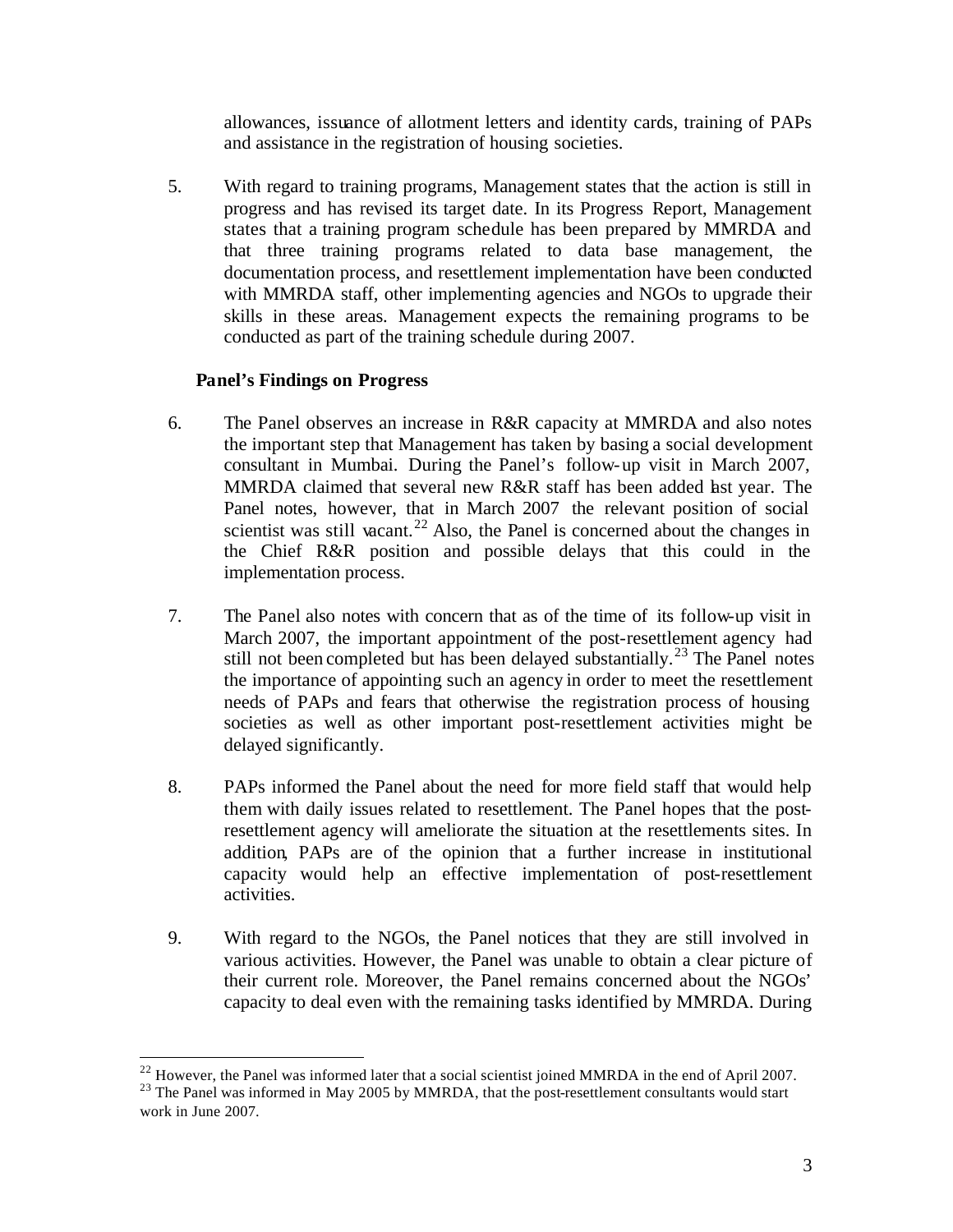allowances, issuance of allotment letters and identity cards, training of PAPs and assistance in the registration of housing societies.

5. With regard to training programs, Management states that the action is still in progress and has revised its target date. In its Progress Report, Management states that a training program schedule has been prepared by MMRDA and that three training programs related to data base management, the documentation process, and resettlement implementation have been conducted with MMRDA staff, other implementing agencies and NGOs to upgrade their skills in these areas. Management expects the remaining programs to be conducted as part of the training schedule during 2007.

**Panel's Findings on Progress**

6. The Panel observes an increase in R&R capacity at MMRDA and also notes the important step that Management has taken by basing a social development consultant in Mumbai. During the Panel's follow-up visit in March 2007, MMRDA claimed that several new R&R staff has been added last year. The Panel notes, however, that in March 2007 the relevant position of social scientist was still vacant.[22] Also, the Panel is concerned about the changes in the Chief R&R position and possible delays that this could in the implementation process.

7. The Panel also notes with concern that as of the time of its follow-up visit in March 2007, the important appointment of the post-resettlement agency had still not been completed but has been delayed substantially.[23] The Panel notes the importance of appointing such an agency in order to meet the resettlement needs of PAPs and fears that otherwise the registration process of housing societies as well as other important post-resettlement activities might be delayed significantly.

8. PAPs informed the Panel about the need for more field staff that would help them with daily issues related to resettlement. The Panel hopes that the post-resettlement agency will ameliorate the situation at the resettlements sites. In addition, PAPs are of the opinion that a further increase in institutional capacity would help an effective implementation of post-resettlement activities.

9. With regard to the NGOs, the Panel notices that they are still involved in various activities. However, the Panel was unable to obtain a clear picture of their current role. Moreover, the Panel remains concerned about the NGOs' capacity to deal even with the remaining tasks identified by MMRDA. During

[22] However, the Panel was informed later that a social scientist joined MMRDA in the end of April 2007.

[23] The Panel was informed in May 2005 by MMRDA, that the post-resettlement consultants would start work in June 2007.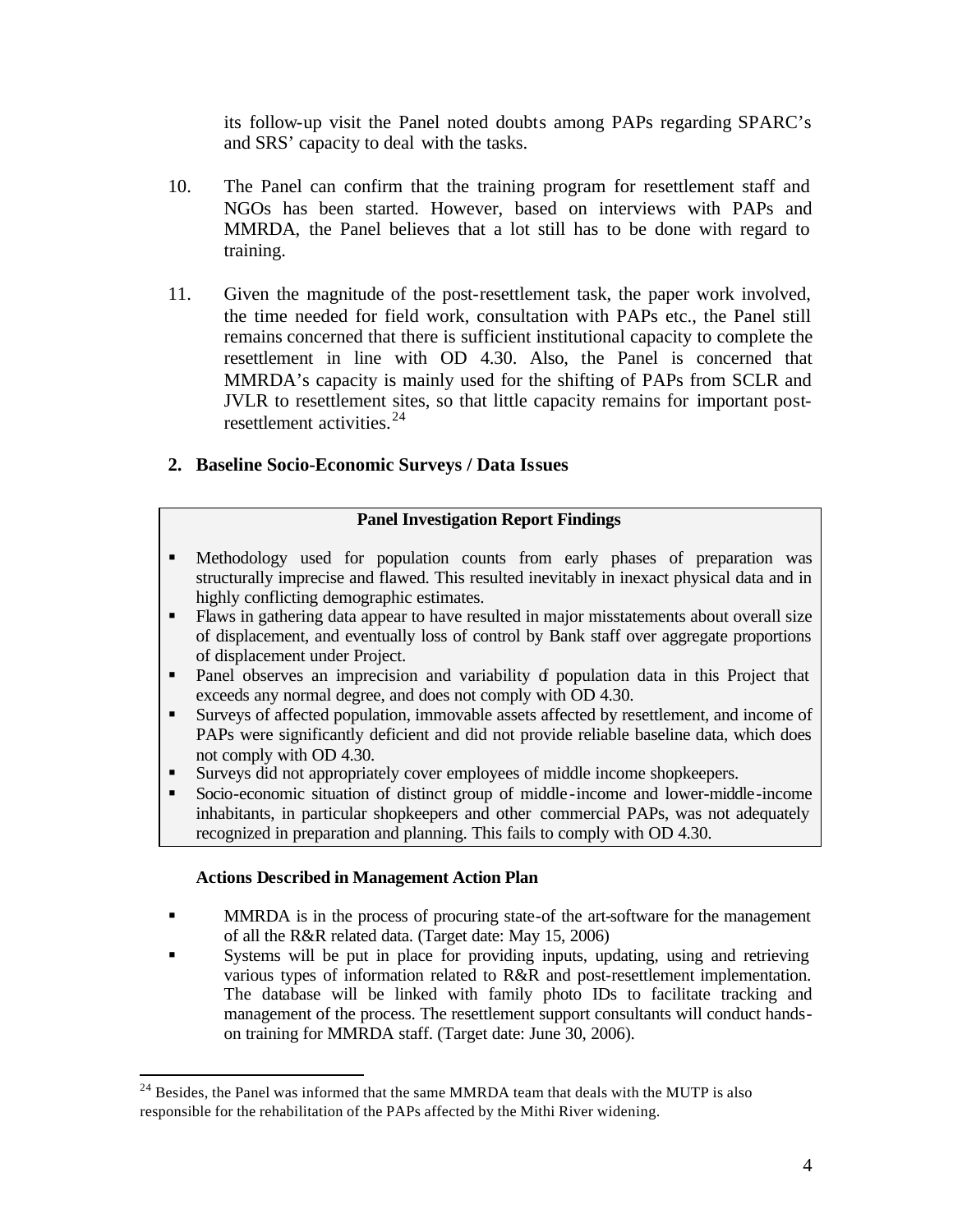its follow-up visit the Panel noted doubts among PAPs regarding SPARC's and SRS' capacity to deal with the tasks.

10. The Panel can confirm that the training program for resettlement staff and NGOs has been started. However, based on interviews with PAPs and MMRDA, the Panel believes that a lot still has to be done with regard to training.

11. Given the magnitude of the post-resettlement task, the paper work involved, the time needed for field work, consultation with PAPs etc., the Panel still remains concerned that there is sufficient institutional capacity to complete the resettlement in line with OD 4.30. Also, the Panel is concerned that MMRDA's capacity is mainly used for the shifting of PAPs from SCLR and JVLR to resettlement sites, so that little capacity remains for important post-resettlement activities.[24]

## 2. Baseline Socio-Economic Surveys / Data Issues

**Panel Investigation Report Findings**

- Methodology used for population counts from early phases of preparation was structurally imprecise and flawed. This resulted inevitably in inexact physical data and in highly conflicting demographic estimates.
- Flaws in gathering data appear to have resulted in major misstatements about overall size of displacement, and eventually loss of control by Bank staff over aggregate proportions of displacement under Project.
- Panel observes an imprecision and variability of population data in this Project that exceeds any normal degree, and does not comply with OD 4.30.
- Surveys of affected population, immovable assets affected by resettlement, and income of PAPs were significantly deficient and did not provide reliable baseline data, which does not comply with OD 4.30.
- Surveys did not appropriately cover employees of middle income shopkeepers.
- Socio-economic situation of distinct group of middle-income and lower-middle-income inhabitants, in particular shopkeepers and other commercial PAPs, was not adequately recognized in preparation and planning. This fails to comply with OD 4.30.

**Actions Described in Management Action Plan**

- MMRDA is in the process of procuring state-of the art-software for the management of all the R&R related data. (Target date: May 15, 2006)
- Systems will be put in place for providing inputs, updating, using and retrieving various types of information related to R&R and post-resettlement implementation. The database will be linked with family photo IDs to facilitate tracking and management of the process. The resettlement support consultants will conduct hands-on training for MMRDA staff. (Target date: June 30, 2006).

[24] Besides, the Panel was informed that the same MMRDA team that deals with the MUTP is also responsible for the rehabilitation of the PAPs affected by the Mithi River widening.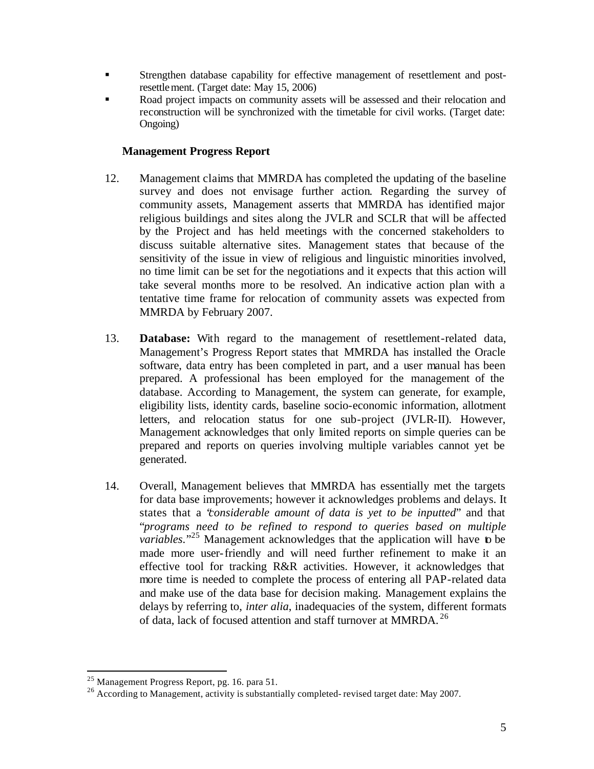- Strengthen database capability for effective management of resettlement and post-resettlement. (Target date: May 15, 2006)
- Road project impacts on community assets will be assessed and their relocation and reconstruction will be synchronized with the timetable for civil works. (Target date: Ongoing)

**Management Progress Report**

12. Management claims that MMRDA has completed the updating of the baseline survey and does not envisage further action. Regarding the survey of community assets, Management asserts that MMRDA has identified major religious buildings and sites along the JVLR and SCLR that will be affected by the Project and has held meetings with the concerned stakeholders to discuss suitable alternative sites. Management states that because of the sensitivity of the issue in view of religious and linguistic minorities involved, no time limit can be set for the negotiations and it expects that this action will take several months more to be resolved. An indicative action plan with a tentative time frame for relocation of community assets was expected from MMRDA by February 2007.

13. **Database:** With regard to the management of resettlement-related data, Management's Progress Report states that MMRDA has installed the Oracle software, data entry has been completed in part, and a user manual has been prepared. A professional has been employed for the management of the database. According to Management, the system can generate, for example, eligibility lists, identity cards, baseline socio-economic information, allotment letters, and relocation status for one sub-project (JVLR-II). However, Management acknowledges that only limited reports on simple queries can be prepared and reports on queries involving multiple variables cannot yet be generated.

14. Overall, Management believes that MMRDA has essentially met the targets for data base improvements; however it acknowledges problems and delays. It states that a "*considerable amount of data is yet to be inputted*" and that "*programs need to be refined to respond to queries based on multiple variables.*"[25] Management acknowledges that the application will have to be made more user-friendly and will need further refinement to make it an effective tool for tracking R&R activities. However, it acknowledges that more time is needed to complete the process of entering all PAP-related data and make use of the data base for decision making. Management explains the delays by referring to, *inter alia*, inadequacies of the system, different formats of data, lack of focused attention and staff turnover at MMRDA.[26]

---

[25] Management Progress Report, pg. 16. para 51.

[26] According to Management, activity is substantially completed- revised target date: May 2007.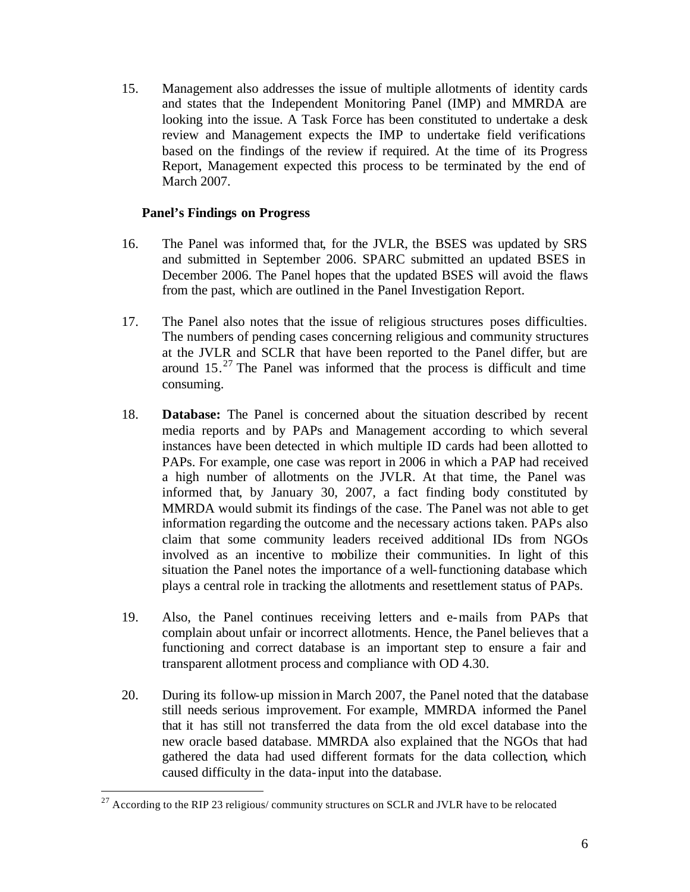15. Management also addresses the issue of multiple allotments of identity cards and states that the Independent Monitoring Panel (IMP) and MMRDA are looking into the issue. A Task Force has been constituted to undertake a desk review and Management expects the IMP to undertake field verifications based on the findings of the review if required. At the time of its Progress Report, Management expected this process to be terminated by the end of March 2007.

### Panel's Findings on Progress

16. The Panel was informed that, for the JVLR, the BSES was updated by SRS and submitted in September 2006. SPARC submitted an updated BSES in December 2006. The Panel hopes that the updated BSES will avoid the flaws from the past, which are outlined in the Panel Investigation Report.

17. The Panel also notes that the issue of religious structures poses difficulties. The numbers of pending cases concerning religious and community structures at the JVLR and SCLR that have been reported to the Panel differ, but are around 15.[27] The Panel was informed that the process is difficult and time consuming.

18. **Database:** The Panel is concerned about the situation described by recent media reports and by PAPs and Management according to which several instances have been detected in which multiple ID cards had been allotted to PAPs. For example, one case was report in 2006 in which a PAP had received a high number of allotments on the JVLR. At that time, the Panel was informed that, by January 30, 2007, a fact finding body constituted by MMRDA would submit its findings of the case. The Panel was not able to get information regarding the outcome and the necessary actions taken. PAPs also claim that some community leaders received additional IDs from NGOs involved as an incentive to mobilize their communities. In light of this situation the Panel notes the importance of a well-functioning database which plays a central role in tracking the allotments and resettlement status of PAPs.

19. Also, the Panel continues receiving letters and e-mails from PAPs that complain about unfair or incorrect allotments. Hence, the Panel believes that a functioning and correct database is an important step to ensure a fair and transparent allotment process and compliance with OD 4.30.

20. During its follow-up mission in March 2007, the Panel noted that the database still needs serious improvement. For example, MMRDA informed the Panel that it has still not transferred the data from the old excel database into the new oracle based database. MMRDA also explained that the NGOs that had gathered the data had used different formats for the data collection, which caused difficulty in the data-input into the database.

---

[27] According to the RIP 23 religious/ community structures on SCLR and JVLR have to be relocated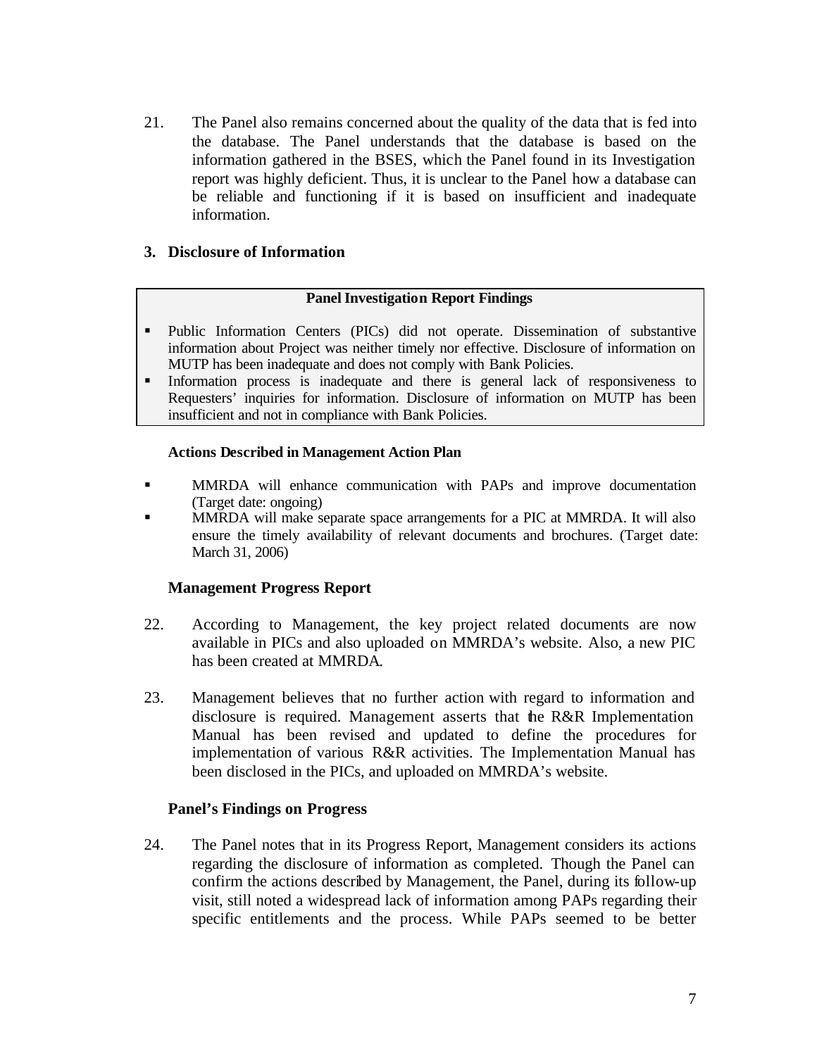21. The Panel also remains concerned about the quality of the data that is fed into the database. The Panel understands that the database is based on the information gathered in the BSES, which the Panel found in its Investigation report was highly deficient. Thus, it is unclear to the Panel how a database can be reliable and functioning if it is based on insufficient and inadequate information.

## 3. Disclosure of Information

**Panel Investigation Report Findings**

- Public Information Centers (PICs) did not operate. Dissemination of substantive information about Project was neither timely nor effective. Disclosure of information on MUTP has been inadequate and does not comply with Bank Policies.
- Information process is inadequate and there is general lack of responsiveness to Requesters' inquiries for information. Disclosure of information on MUTP has been insufficient and not in compliance with Bank Policies.

**Actions Described in Management Action Plan**

- MMRDA will enhance communication with PAPs and improve documentation (Target date: ongoing)
- MMRDA will make separate space arrangements for a PIC at MMRDA. It will also ensure the timely availability of relevant documents and brochures. (Target date: March 31, 2006)

### Management Progress Report

22. According to Management, the key project related documents are now available in PICs and also uploaded on MMRDA's website. Also, a new PIC has been created at MMRDA.

23. Management believes that no further action with regard to information and disclosure is required. Management asserts that the R&R Implementation Manual has been revised and updated to define the procedures for implementation of various R&R activities. The Implementation Manual has been disclosed in the PICs, and uploaded on MMRDA's website.

### Panel's Findings on Progress

24. The Panel notes that in its Progress Report, Management considers its actions regarding the disclosure of information as completed. Though the Panel can confirm the actions described by Management, the Panel, during its follow-up visit, still noted a widespread lack of information among PAPs regarding their specific entitlements and the process. While PAPs seemed to be better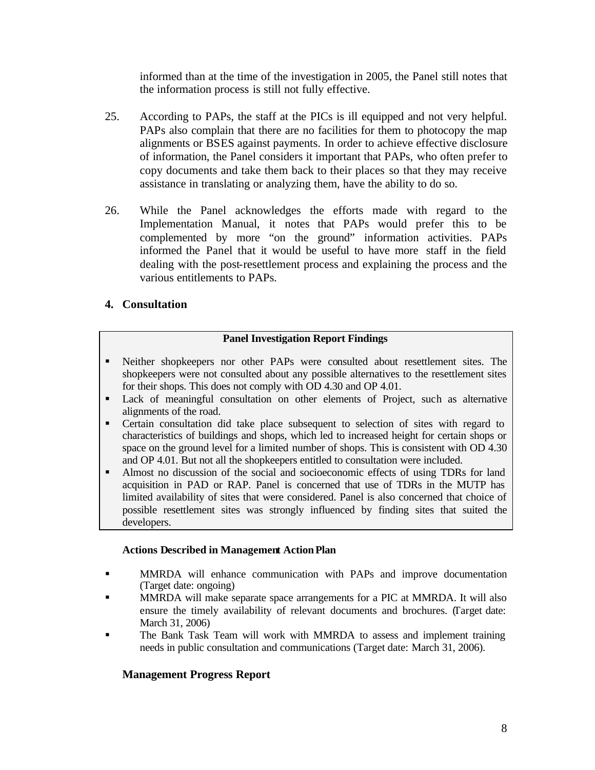informed than at the time of the investigation in 2005, the Panel still notes that the information process is still not fully effective.

25. According to PAPs, the staff at the PICs is ill equipped and not very helpful. PAPs also complain that there are no facilities for them to photocopy the map alignments or BSES against payments. In order to achieve effective disclosure of information, the Panel considers it important that PAPs, who often prefer to copy documents and take them back to their places so that they may receive assistance in translating or analyzing them, have the ability to do so.

26. While the Panel acknowledges the efforts made with regard to the Implementation Manual, it notes that PAPs would prefer this to be complemented by more "on the ground" information activities. PAPs informed the Panel that it would be useful to have more staff in the field dealing with the post-resettlement process and explaining the process and the various entitlements to PAPs.

## 4. Consultation

**Panel Investigation Report Findings**

- Neither shopkeepers nor other PAPs were consulted about resettlement sites. The shopkeepers were not consulted about any possible alternatives to the resettlement sites for their shops. This does not comply with OD 4.30 and OP 4.01.
- Lack of meaningful consultation on other elements of Project, such as alternative alignments of the road.
- Certain consultation did take place subsequent to selection of sites with regard to characteristics of buildings and shops, which led to increased height for certain shops or space on the ground level for a limited number of shops. This is consistent with OD 4.30 and OP 4.01. But not all the shopkeepers entitled to consultation were included.
- Almost no discussion of the social and socioeconomic effects of using TDRs for land acquisition in PAD or RAP. Panel is concerned that use of TDRs in the MUTP has limited availability of sites that were considered. Panel is also concerned that choice of possible resettlement sites was strongly influenced by finding sites that suited the developers.

**Actions Described in Management Action Plan**

- MMRDA will enhance communication with PAPs and improve documentation (Target date: ongoing)
- MMRDA will make separate space arrangements for a PIC at MMRDA. It will also ensure the timely availability of relevant documents and brochures. (Target date: March 31, 2006)
- The Bank Task Team will work with MMRDA to assess and implement training needs in public consultation and communications (Target date: March 31, 2006).

**Management Progress Report**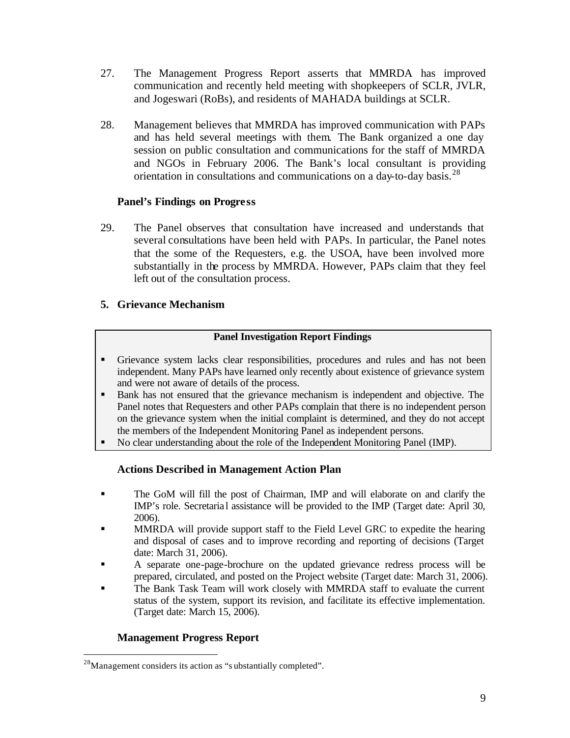27. The Management Progress Report asserts that MMRDA has improved communication and recently held meeting with shopkeepers of SCLR, JVLR, and Jogeswari (RoBs), and residents of MAHADA buildings at SCLR.

28. Management believes that MMRDA has improved communication with PAPs and has held several meetings with them. The Bank organized a one day session on public consultation and communications for the staff of MMRDA and NGOs in February 2006. The Bank's local consultant is providing orientation in consultations and communications on a day-to-day basis.[28]

### Panel's Findings on Progress

29. The Panel observes that consultation have increased and understands that several consultations have been held with PAPs. In particular, the Panel notes that the some of the Requesters, e.g. the USOA, have been involved more substantially in the process by MMRDA. However, PAPs claim that they feel left out of the consultation process.

## 5. Grievance Mechanism

| Panel Investigation Report Findings |
|---|
| ▪ Grievance system lacks clear responsibilities, procedures and rules and has not been independent. Many PAPs have learned only recently about existence of grievance system and were not aware of details of the process.<br>▪ Bank has not ensured that the grievance mechanism is independent and objective. The Panel notes that Requesters and other PAPs complain that there is no independent person on the grievance system when the initial complaint is determined, and they do not accept the members of the Independent Monitoring Panel as independent persons.<br>▪ No clear understanding about the role of the Independent Monitoring Panel (IMP). |

### Actions Described in Management Action Plan

- The GoM will fill the post of Chairman, IMP and will elaborate on and clarify the IMP's role. Secretarial assistance will be provided to the IMP (Target date: April 30, 2006).
- MMRDA will provide support staff to the Field Level GRC to expedite the hearing and disposal of cases and to improve recording and reporting of decisions (Target date: March 31, 2006).
- A separate one-page-brochure on the updated grievance redress process will be prepared, circulated, and posted on the Project website (Target date: March 31, 2006).
- The Bank Task Team will work closely with MMRDA staff to evaluate the current status of the system, support its revision, and facilitate its effective implementation. (Target date: March 15, 2006).

### Management Progress Report

[28] Management considers its action as "substantially completed".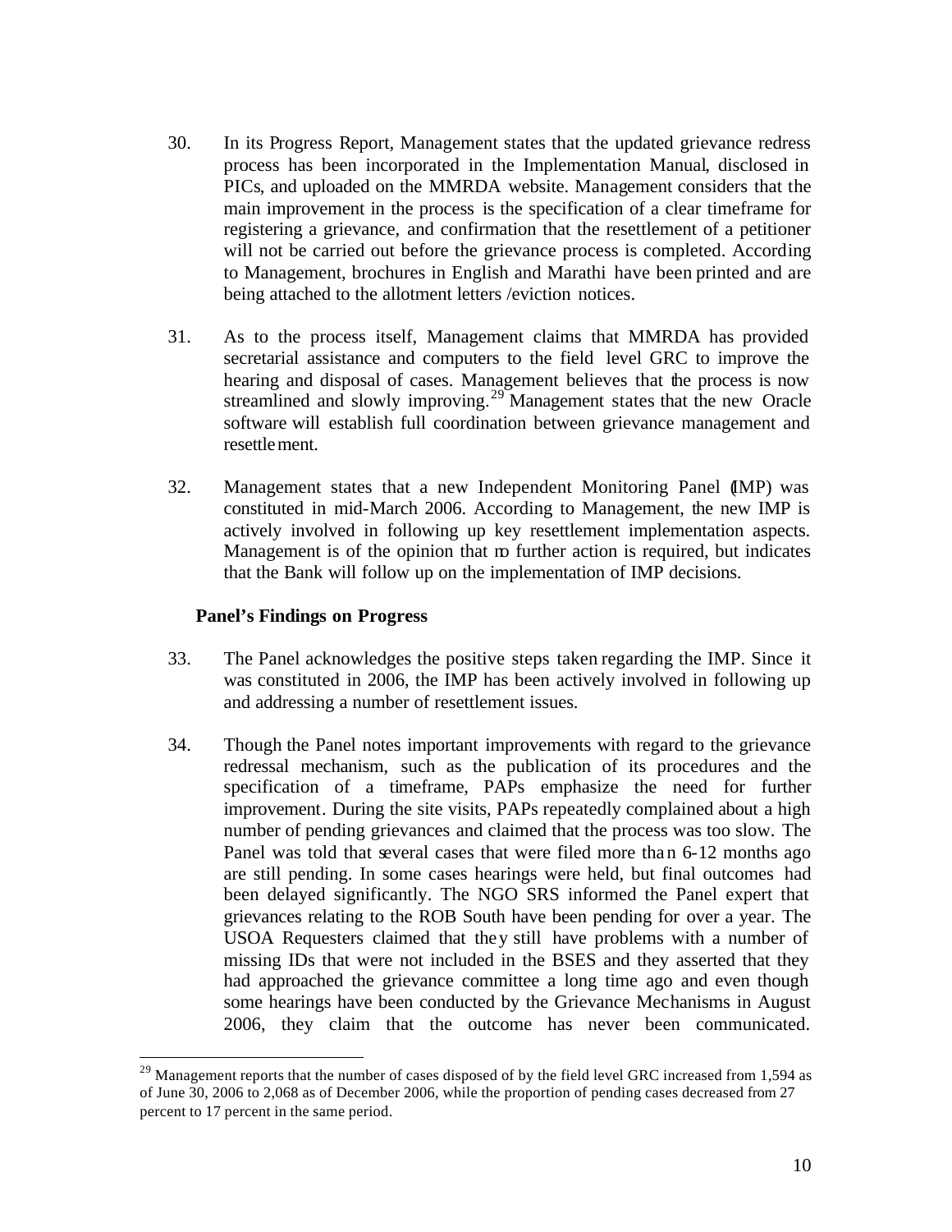30. In its Progress Report, Management states that the updated grievance redress process has been incorporated in the Implementation Manual, disclosed in PICs, and uploaded on the MMRDA website. Management considers that the main improvement in the process is the specification of a clear timeframe for registering a grievance, and confirmation that the resettlement of a petitioner will not be carried out before the grievance process is completed. According to Management, brochures in English and Marathi have been printed and are being attached to the allotment letters /eviction notices.

31. As to the process itself, Management claims that MMRDA has provided secretarial assistance and computers to the field level GRC to improve the hearing and disposal of cases. Management believes that the process is now streamlined and slowly improving.[29] Management states that the new Oracle software will establish full coordination between grievance management and resettlement.

32. Management states that a new Independent Monitoring Panel (IMP) was constituted in mid-March 2006. According to Management, the new IMP is actively involved in following up key resettlement implementation aspects. Management is of the opinion that no further action is required, but indicates that the Bank will follow up on the implementation of IMP decisions.

**Panel's Findings on Progress**

33. The Panel acknowledges the positive steps taken regarding the IMP. Since it was constituted in 2006, the IMP has been actively involved in following up and addressing a number of resettlement issues.

34. Though the Panel notes important improvements with regard to the grievance redressal mechanism, such as the publication of its procedures and the specification of a timeframe, PAPs emphasize the need for further improvement. During the site visits, PAPs repeatedly complained about a high number of pending grievances and claimed that the process was too slow. The Panel was told that several cases that were filed more than 6-12 months ago are still pending. In some cases hearings were held, but final outcomes had been delayed significantly. The NGO SRS informed the Panel expert that grievances relating to the ROB South have been pending for over a year. The USOA Requesters claimed that they still have problems with a number of missing IDs that were not included in the BSES and they asserted that they had approached the grievance committee a long time ago and even though some hearings have been conducted by the Grievance Mechanisms in August 2006, they claim that the outcome has never been communicated.

[29] Management reports that the number of cases disposed of by the field level GRC increased from 1,594 as of June 30, 2006 to 2,068 as of December 2006, while the proportion of pending cases decreased from 27 percent to 17 percent in the same period.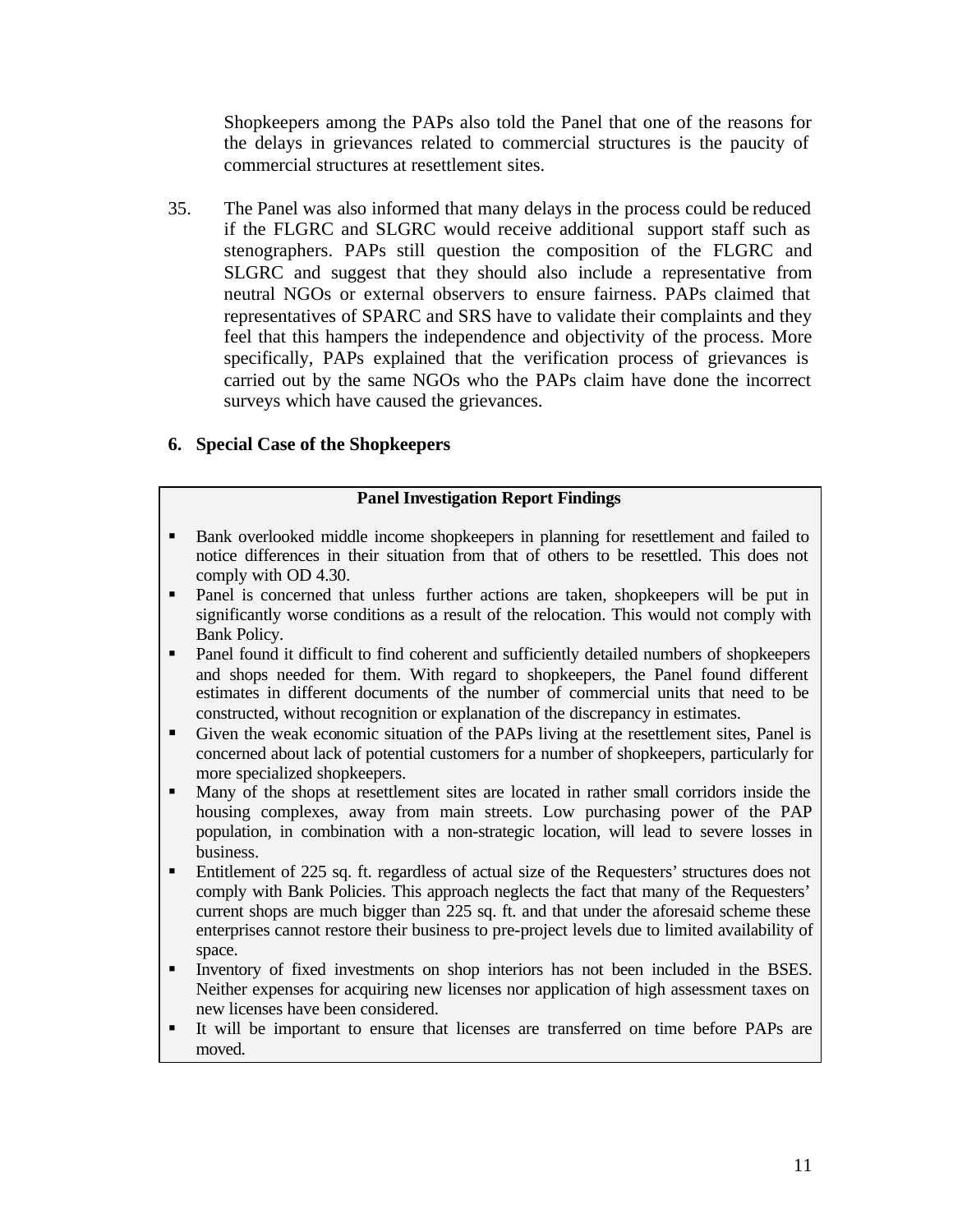Shopkeepers among the PAPs also told the Panel that one of the reasons for the delays in grievances related to commercial structures is the paucity of commercial structures at resettlement sites.

35. The Panel was also informed that many delays in the process could be reduced if the FLGRC and SLGRC would receive additional support staff such as stenographers. PAPs still question the composition of the FLGRC and SLGRC and suggest that they should also include a representative from neutral NGOs or external observers to ensure fairness. PAPs claimed that representatives of SPARC and SRS have to validate their complaints and they feel that this hampers the independence and objectivity of the process. More specifically, PAPs explained that the verification process of grievances is carried out by the same NGOs who the PAPs claim have done the incorrect surveys which have caused the grievances.

## 6. Special Case of the Shopkeepers

**Panel Investigation Report Findings**

- Bank overlooked middle income shopkeepers in planning for resettlement and failed to notice differences in their situation from that of others to be resettled. This does not comply with OD 4.30.
- Panel is concerned that unless further actions are taken, shopkeepers will be put in significantly worse conditions as a result of the relocation. This would not comply with Bank Policy.
- Panel found it difficult to find coherent and sufficiently detailed numbers of shopkeepers and shops needed for them. With regard to shopkeepers, the Panel found different estimates in different documents of the number of commercial units that need to be constructed, without recognition or explanation of the discrepancy in estimates.
- Given the weak economic situation of the PAPs living at the resettlement sites, Panel is concerned about lack of potential customers for a number of shopkeepers, particularly for more specialized shopkeepers.
- Many of the shops at resettlement sites are located in rather small corridors inside the housing complexes, away from main streets. Low purchasing power of the PAP population, in combination with a non-strategic location, will lead to severe losses in business.
- Entitlement of 225 sq. ft. regardless of actual size of the Requesters' structures does not comply with Bank Policies. This approach neglects the fact that many of the Requesters' current shops are much bigger than 225 sq. ft. and that under the aforesaid scheme these enterprises cannot restore their business to pre-project levels due to limited availability of space.
- Inventory of fixed investments on shop interiors has not been included in the BSES. Neither expenses for acquiring new licenses nor application of high assessment taxes on new licenses have been considered.
- It will be important to ensure that licenses are transferred on time before PAPs are moved.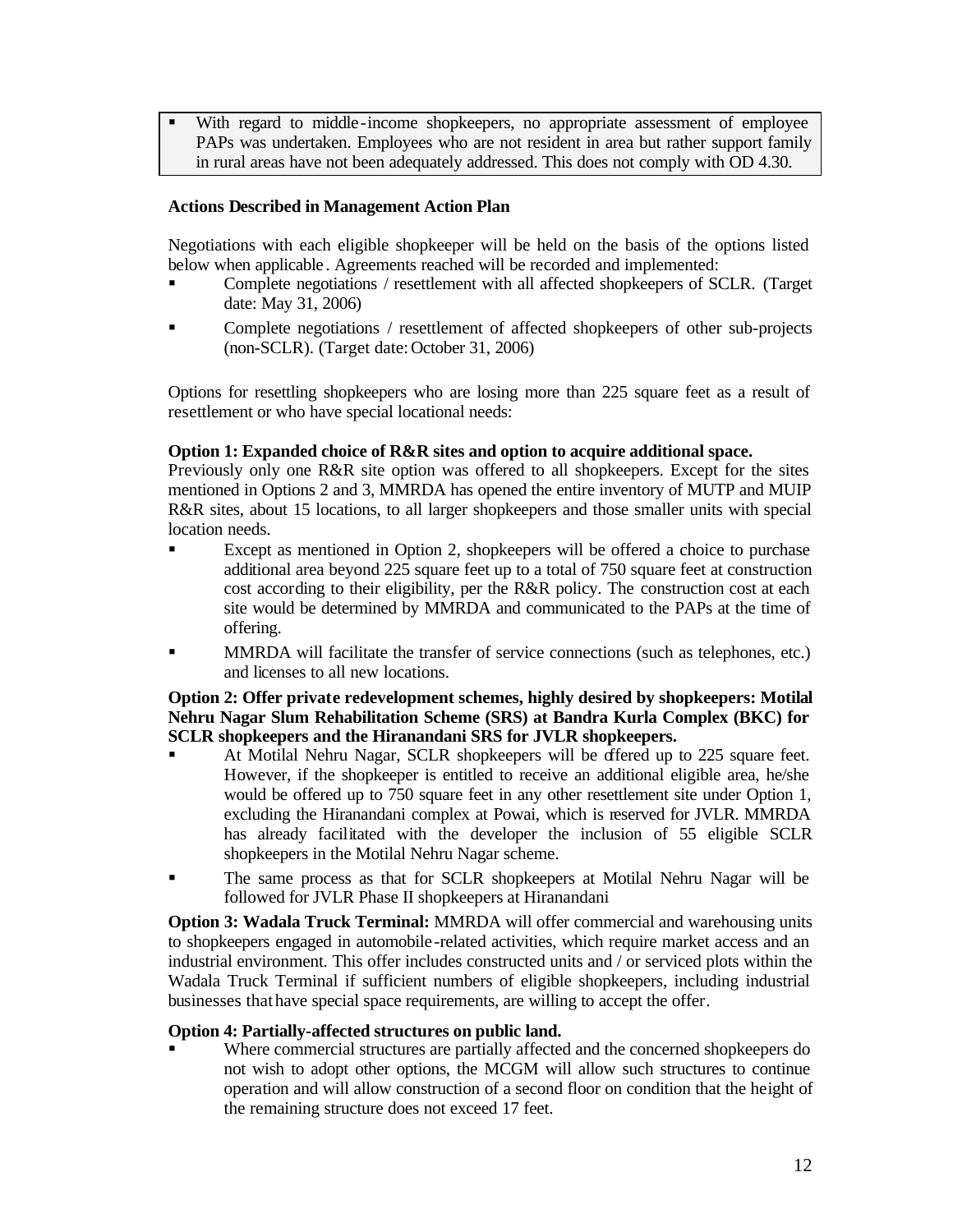- With regard to middle-income shopkeepers, no appropriate assessment of employee PAPs was undertaken. Employees who are not resident in area but rather support family in rural areas have not been adequately addressed. This does not comply with OD 4.30.

**Actions Described in Management Action Plan**

Negotiations with each eligible shopkeeper will be held on the basis of the options listed below when applicable. Agreements reached will be recorded and implemented:

- Complete negotiations / resettlement with all affected shopkeepers of SCLR. (Target date: May 31, 2006)
- Complete negotiations / resettlement of affected shopkeepers of other sub-projects (non-SCLR). (Target date: October 31, 2006)

Options for resettling shopkeepers who are losing more than 225 square feet as a result of resettlement or who have special locational needs:

**Option 1: Expanded choice of R&R sites and option to acquire additional space.**
Previously only one R&R site option was offered to all shopkeepers. Except for the sites mentioned in Options 2 and 3, MMRDA has opened the entire inventory of MUTP and MUIP R&R sites, about 15 locations, to all larger shopkeepers and those smaller units with special location needs.

- Except as mentioned in Option 2, shopkeepers will be offered a choice to purchase additional area beyond 225 square feet up to a total of 750 square feet at construction cost according to their eligibility, per the R&R policy. The construction cost at each site would be determined by MMRDA and communicated to the PAPs at the time of offering.
- MMRDA will facilitate the transfer of service connections (such as telephones, etc.) and licenses to all new locations.

**Option 2: Offer private redevelopment schemes, highly desired by shopkeepers: Motilal Nehru Nagar Slum Rehabilitation Scheme (SRS) at Bandra Kurla Complex (BKC) for SCLR shopkeepers and the Hiranandani SRS for JVLR shopkeepers.**

- At Motilal Nehru Nagar, SCLR shopkeepers will be offered up to 225 square feet. However, if the shopkeeper is entitled to receive an additional eligible area, he/she would be offered up to 750 square feet in any other resettlement site under Option 1, excluding the Hiranandani complex at Powai, which is reserved for JVLR. MMRDA has already facilitated with the developer the inclusion of 55 eligible SCLR shopkeepers in the Motilal Nehru Nagar scheme.
- The same process as that for SCLR shopkeepers at Motilal Nehru Nagar will be followed for JVLR Phase II shopkeepers at Hiranandani

**Option 3: Wadala Truck Terminal:** MMRDA will offer commercial and warehousing units to shopkeepers engaged in automobile-related activities, which require market access and an industrial environment. This offer includes constructed units and / or serviced plots within the Wadala Truck Terminal if sufficient numbers of eligible shopkeepers, including industrial businesses that have special space requirements, are willing to accept the offer.

**Option 4: Partially-affected structures on public land.**

- Where commercial structures are partially affected and the concerned shopkeepers do not wish to adopt other options, the MCGM will allow such structures to continue operation and will allow construction of a second floor on condition that the height of the remaining structure does not exceed 17 feet.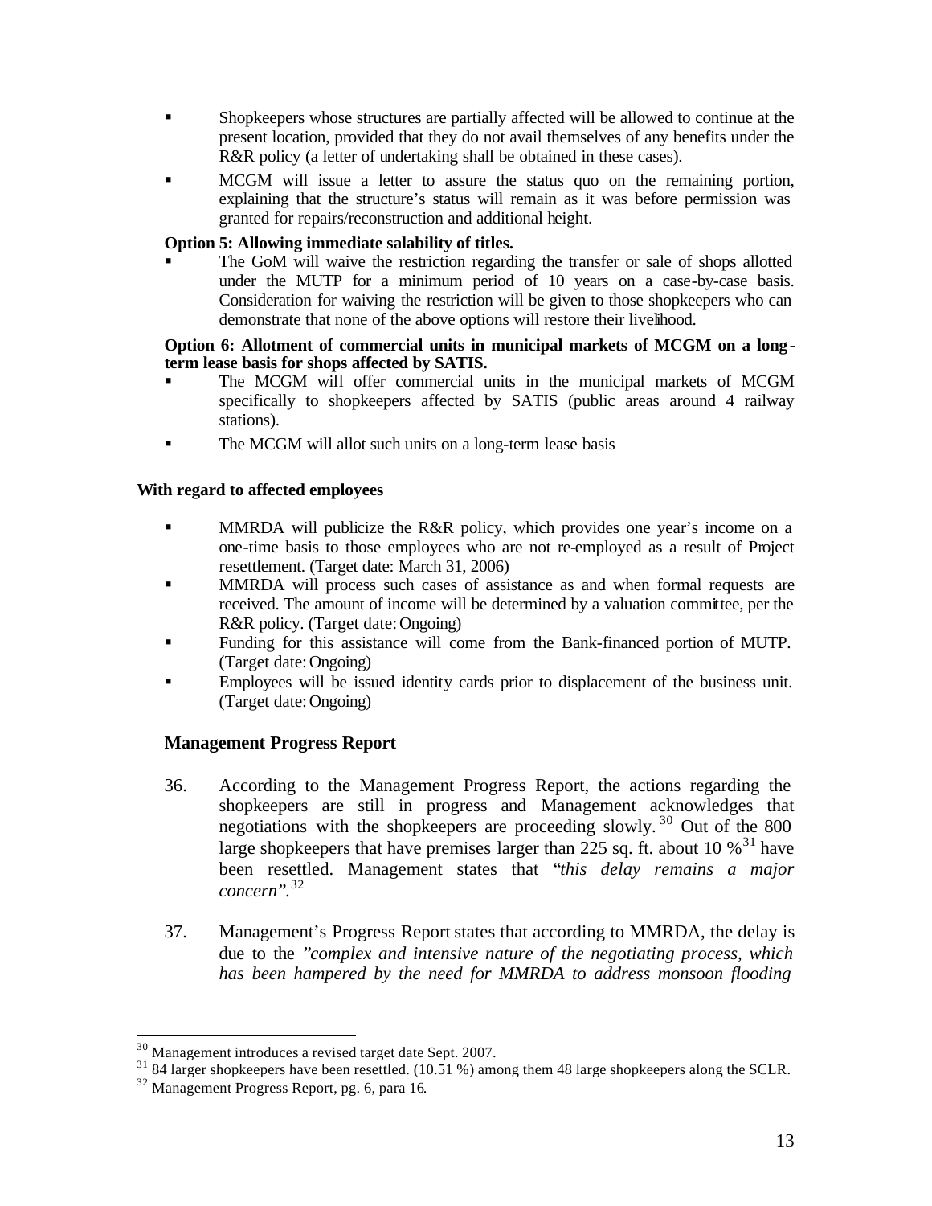- Shopkeepers whose structures are partially affected will be allowed to continue at the present location, provided that they do not avail themselves of any benefits under the R&R policy (a letter of undertaking shall be obtained in these cases).
- MCGM will issue a letter to assure the status quo on the remaining portion, explaining that the structure's status will remain as it was before permission was granted for repairs/reconstruction and additional height.

**Option 5: Allowing immediate salability of titles.**

- The GoM will waive the restriction regarding the transfer or sale of shops allotted under the MUTP for a minimum period of 10 years on a case-by-case basis. Consideration for waiving the restriction will be given to those shopkeepers who can demonstrate that none of the above options will restore their livelihood.

**Option 6: Allotment of commercial units in municipal markets of MCGM on a long-term lease basis for shops affected by SATIS.**

- The MCGM will offer commercial units in the municipal markets of MCGM specifically to shopkeepers affected by SATIS (public areas around 4 railway stations).
- The MCGM will allot such units on a long-term lease basis

**With regard to affected employees**

- MMRDA will publicize the R&R policy, which provides one year's income on a one-time basis to those employees who are not re-employed as a result of Project resettlement. (Target date: March 31, 2006)
- MMRDA will process such cases of assistance as and when formal requests are received. The amount of income will be determined by a valuation committee, per the R&R policy. (Target date: Ongoing)
- Funding for this assistance will come from the Bank-financed portion of MUTP. (Target date: Ongoing)
- Employees will be issued identity cards prior to displacement of the business unit. (Target date: Ongoing)

### Management Progress Report

36. According to the Management Progress Report, the actions regarding the shopkeepers are still in progress and Management acknowledges that negotiations with the shopkeepers are proceeding slowly.[30] Out of the 800 large shopkeepers that have premises larger than 225 sq. ft. about 10 %[31] have been resettled. Management states that "*this delay remains a major concern*".[32]

37. Management's Progress Report states that according to MMRDA, the delay is due to the "*complex and intensive nature of the negotiating process, which has been hampered by the need for MMRDA to address monsoon flooding*

[30] Management introduces a revised target date Sept. 2007.

[31] 84 larger shopkeepers have been resettled. (10.51 %) among them 48 large shopkeepers along the SCLR.

[32] Management Progress Report, pg. 6, para 16.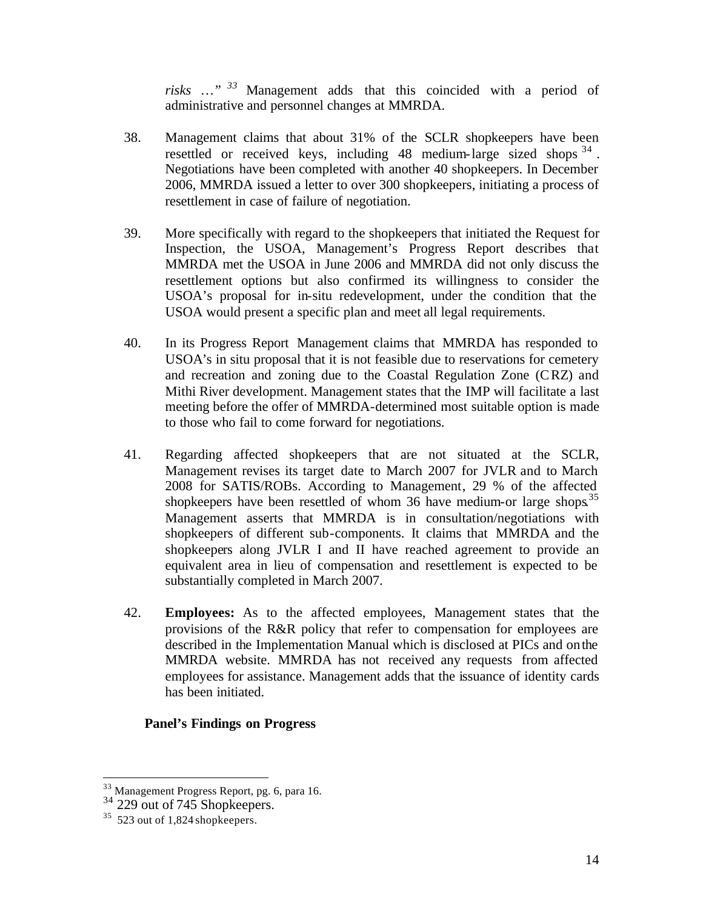*risks …"* [33] Management adds that this coincided with a period of administrative and personnel changes at MMRDA.

38. Management claims that about 31% of the SCLR shopkeepers have been resettled or received keys, including 48 medium-large sized shops [34]. Negotiations have been completed with another 40 shopkeepers. In December 2006, MMRDA issued a letter to over 300 shopkeepers, initiating a process of resettlement in case of failure of negotiation.

39. More specifically with regard to the shopkeepers that initiated the Request for Inspection, the USOA, Management's Progress Report describes that MMRDA met the USOA in June 2006 and MMRDA did not only discuss the resettlement options but also confirmed its willingness to consider the USOA's proposal for in-situ redevelopment, under the condition that the USOA would present a specific plan and meet all legal requirements.

40. In its Progress Report Management claims that MMRDA has responded to USOA's in situ proposal that it is not feasible due to reservations for cemetery and recreation and zoning due to the Coastal Regulation Zone (CRZ) and Mithi River development. Management states that the IMP will facilitate a last meeting before the offer of MMRDA-determined most suitable option is made to those who fail to come forward for negotiations.

41. Regarding affected shopkeepers that are not situated at the SCLR, Management revises its target date to March 2007 for JVLR and to March 2008 for SATIS/ROBs. According to Management, 29 % of the affected shopkeepers have been resettled of whom 36 have medium-or large shops.[35] Management asserts that MMRDA is in consultation/negotiations with shopkeepers of different sub-components. It claims that MMRDA and the shopkeepers along JVLR I and II have reached agreement to provide an equivalent area in lieu of compensation and resettlement is expected to be substantially completed in March 2007.

42. **Employees:** As to the affected employees, Management states that the provisions of the R&R policy that refer to compensation for employees are described in the Implementation Manual which is disclosed at PICs and on the MMRDA website. MMRDA has not received any requests from affected employees for assistance. Management adds that the issuance of identity cards has been initiated.

**Panel's Findings on Progress**

---

[33] Management Progress Report, pg. 6, para 16.

[34] 229 out of 745 Shopkeepers.

[35] 523 out of 1,824 shopkeepers.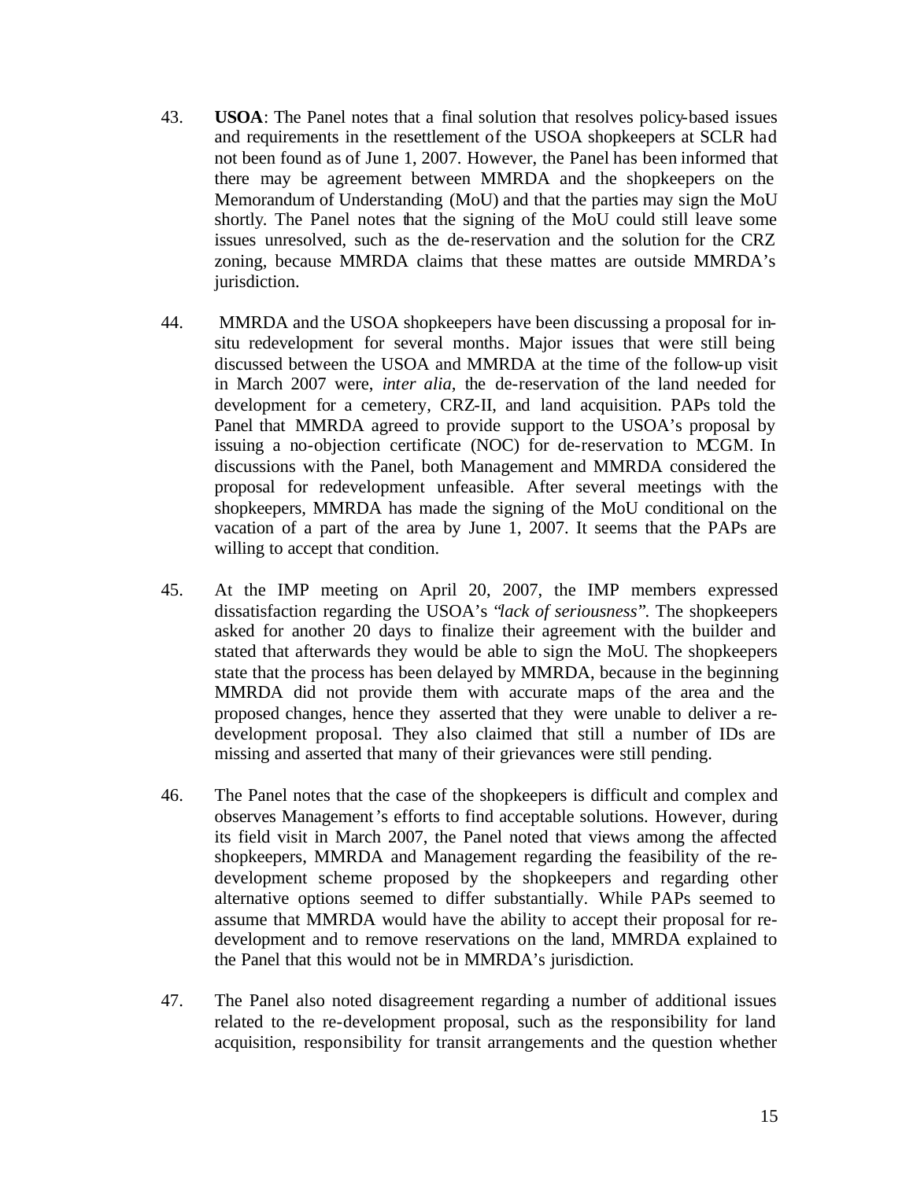43. **USOA**: The Panel notes that a final solution that resolves policy-based issues and requirements in the resettlement of the USOA shopkeepers at SCLR had not been found as of June 1, 2007. However, the Panel has been informed that there may be agreement between MMRDA and the shopkeepers on the Memorandum of Understanding (MoU) and that the parties may sign the MoU shortly. The Panel notes that the signing of the MoU could still leave some issues unresolved, such as the de-reservation and the solution for the CRZ zoning, because MMRDA claims that these mattes are outside MMRDA's jurisdiction.

44. MMRDA and the USOA shopkeepers have been discussing a proposal for in-situ redevelopment for several months. Major issues that were still being discussed between the USOA and MMRDA at the time of the follow-up visit in March 2007 were, *inter alia*, the de-reservation of the land needed for development for a cemetery, CRZ-II, and land acquisition. PAPs told the Panel that MMRDA agreed to provide support to the USOA's proposal by issuing a no-objection certificate (NOC) for de-reservation to MCGM. In discussions with the Panel, both Management and MMRDA considered the proposal for redevelopment unfeasible. After several meetings with the shopkeepers, MMRDA has made the signing of the MoU conditional on the vacation of a part of the area by June 1, 2007. It seems that the PAPs are willing to accept that condition.

45. At the IMP meeting on April 20, 2007, the IMP members expressed dissatisfaction regarding the USOA's "*lack of seriousness*". The shopkeepers asked for another 20 days to finalize their agreement with the builder and stated that afterwards they would be able to sign the MoU. The shopkeepers state that the process has been delayed by MMRDA, because in the beginning MMRDA did not provide them with accurate maps of the area and the proposed changes, hence they asserted that they were unable to deliver a re-development proposal. They also claimed that still a number of IDs are missing and asserted that many of their grievances were still pending.

46. The Panel notes that the case of the shopkeepers is difficult and complex and observes Management's efforts to find acceptable solutions. However, during its field visit in March 2007, the Panel noted that views among the affected shopkeepers, MMRDA and Management regarding the feasibility of the re-development scheme proposed by the shopkeepers and regarding other alternative options seemed to differ substantially. While PAPs seemed to assume that MMRDA would have the ability to accept their proposal for re-development and to remove reservations on the land, MMRDA explained to the Panel that this would not be in MMRDA's jurisdiction.

47. The Panel also noted disagreement regarding a number of additional issues related to the re-development proposal, such as the responsibility for land acquisition, responsibility for transit arrangements and the question whether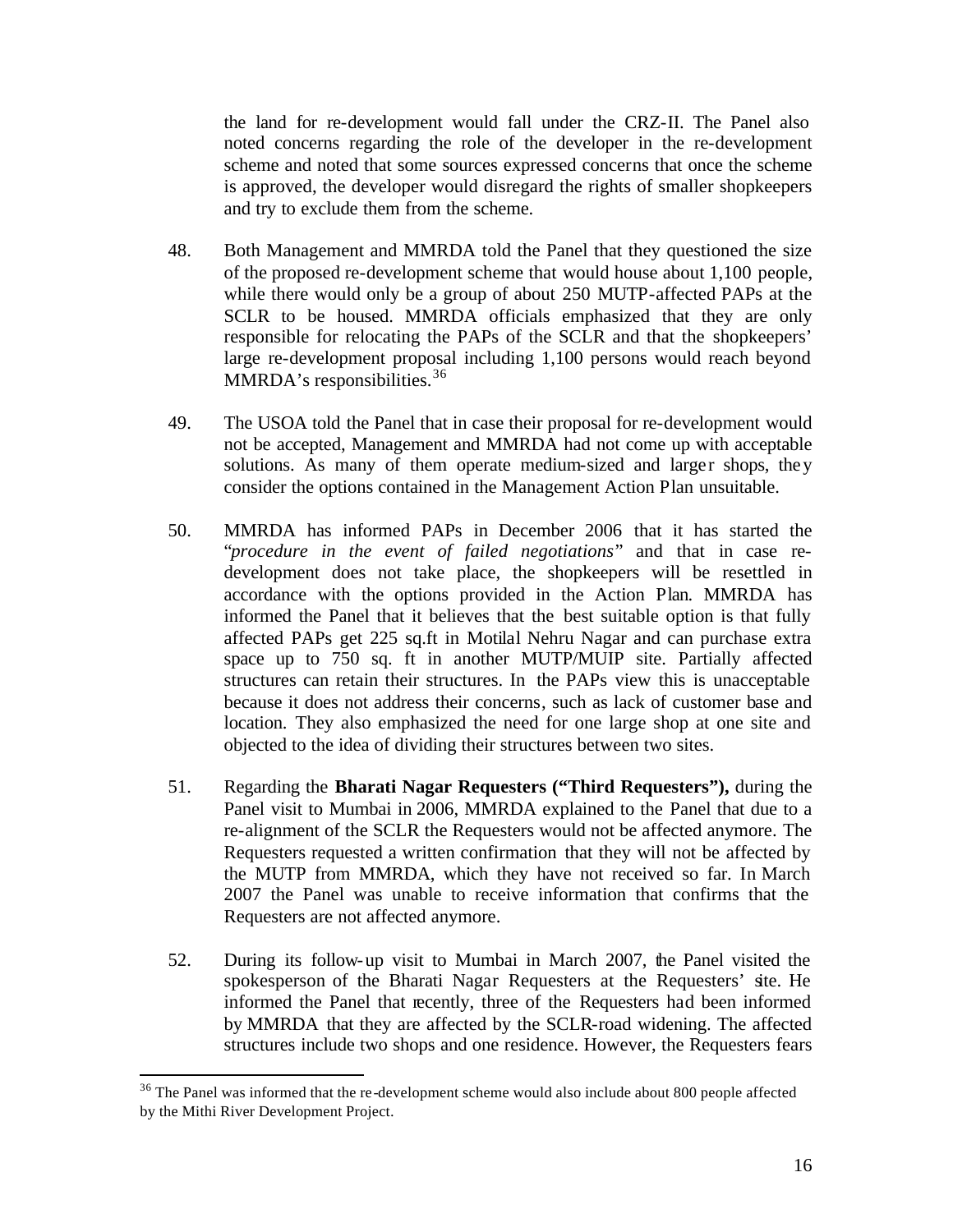the land for re-development would fall under the CRZ-II. The Panel also noted concerns regarding the role of the developer in the re-development scheme and noted that some sources expressed concerns that once the scheme is approved, the developer would disregard the rights of smaller shopkeepers and try to exclude them from the scheme.

48. Both Management and MMRDA told the Panel that they questioned the size of the proposed re-development scheme that would house about 1,100 people, while there would only be a group of about 250 MUTP-affected PAPs at the SCLR to be housed. MMRDA officials emphasized that they are only responsible for relocating the PAPs of the SCLR and that the shopkeepers' large re-development proposal including 1,100 persons would reach beyond MMRDA's responsibilities.[36]

49. The USOA told the Panel that in case their proposal for re-development would not be accepted, Management and MMRDA had not come up with acceptable solutions. As many of them operate medium-sized and larger shops, they consider the options contained in the Management Action Plan unsuitable.

50. MMRDA has informed PAPs in December 2006 that it has started the "*procedure in the event of failed negotiations*" and that in case re-development does not take place, the shopkeepers will be resettled in accordance with the options provided in the Action Plan. MMRDA has informed the Panel that it believes that the best suitable option is that fully affected PAPs get 225 sq.ft in Motilal Nehru Nagar and can purchase extra space up to 750 sq. ft in another MUTP/MUIP site. Partially affected structures can retain their structures. In the PAPs view this is unacceptable because it does not address their concerns, such as lack of customer base and location. They also emphasized the need for one large shop at one site and objected to the idea of dividing their structures between two sites.

51. Regarding the **Bharati Nagar Requesters ("Third Requesters"),** during the Panel visit to Mumbai in 2006, MMRDA explained to the Panel that due to a re-alignment of the SCLR the Requesters would not be affected anymore. The Requesters requested a written confirmation that they will not be affected by the MUTP from MMRDA, which they have not received so far. In March 2007 the Panel was unable to receive information that confirms that the Requesters are not affected anymore.

52. During its follow-up visit to Mumbai in March 2007, the Panel visited the spokesperson of the Bharati Nagar Requesters at the Requesters' site. He informed the Panel that recently, three of the Requesters had been informed by MMRDA that they are affected by the SCLR-road widening. The affected structures include two shops and one residence. However, the Requesters fears

[36] The Panel was informed that the re-development scheme would also include about 800 people affected by the Mithi River Development Project.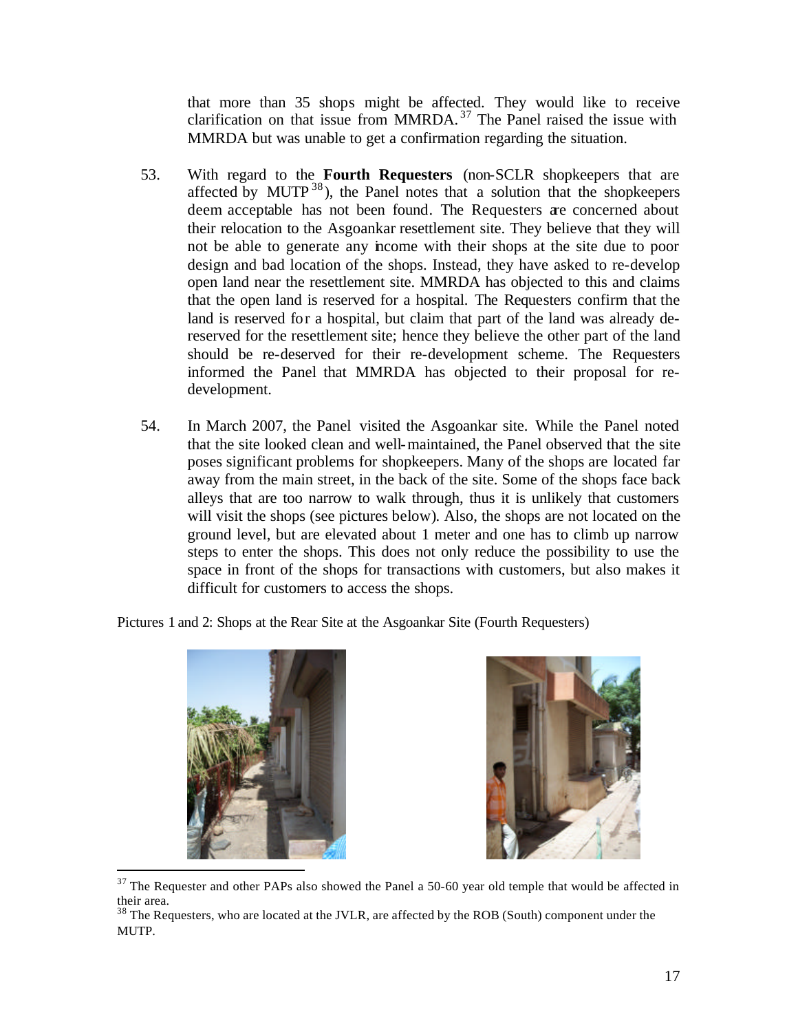that more than 35 shops might be affected. They would like to receive clarification on that issue from MMRDA.[37] The Panel raised the issue with MMRDA but was unable to get a confirmation regarding the situation.

53. With regard to the **Fourth Requesters** (non-SCLR shopkeepers that are affected by MUTP[38]), the Panel notes that a solution that the shopkeepers deem acceptable has not been found. The Requesters are concerned about their relocation to the Asgoankar resettlement site. They believe that they will not be able to generate any income with their shops at the site due to poor design and bad location of the shops. Instead, they have asked to re-develop open land near the resettlement site. MMRDA has objected to this and claims that the open land is reserved for a hospital. The Requesters confirm that the land is reserved for a hospital, but claim that part of the land was already de-reserved for the resettlement site; hence they believe the other part of the land should be re-deserved for their re-development scheme. The Requesters informed the Panel that MMRDA has objected to their proposal for re-development.

54. In March 2007, the Panel visited the Asgoankar site. While the Panel noted that the site looked clean and well-maintained, the Panel observed that the site poses significant problems for shopkeepers. Many of the shops are located far away from the main street, in the back of the site. Some of the shops face back alleys that are too narrow to walk through, thus it is unlikely that customers will visit the shops (see pictures below). Also, the shops are not located on the ground level, but are elevated about 1 meter and one has to climb up narrow steps to enter the shops. This does not only reduce the possibility to use the space in front of the shops for transactions with customers, but also makes it difficult for customers to access the shops.

Pictures 1 and 2: Shops at the Rear Site at the Asgoankar Site (Fourth Requesters)

---

[37] The Requester and other PAPs also showed the Panel a 50-60 year old temple that would be affected in their area.

[38] The Requesters, who are located at the JVLR, are affected by the ROB (South) component under the MUTP.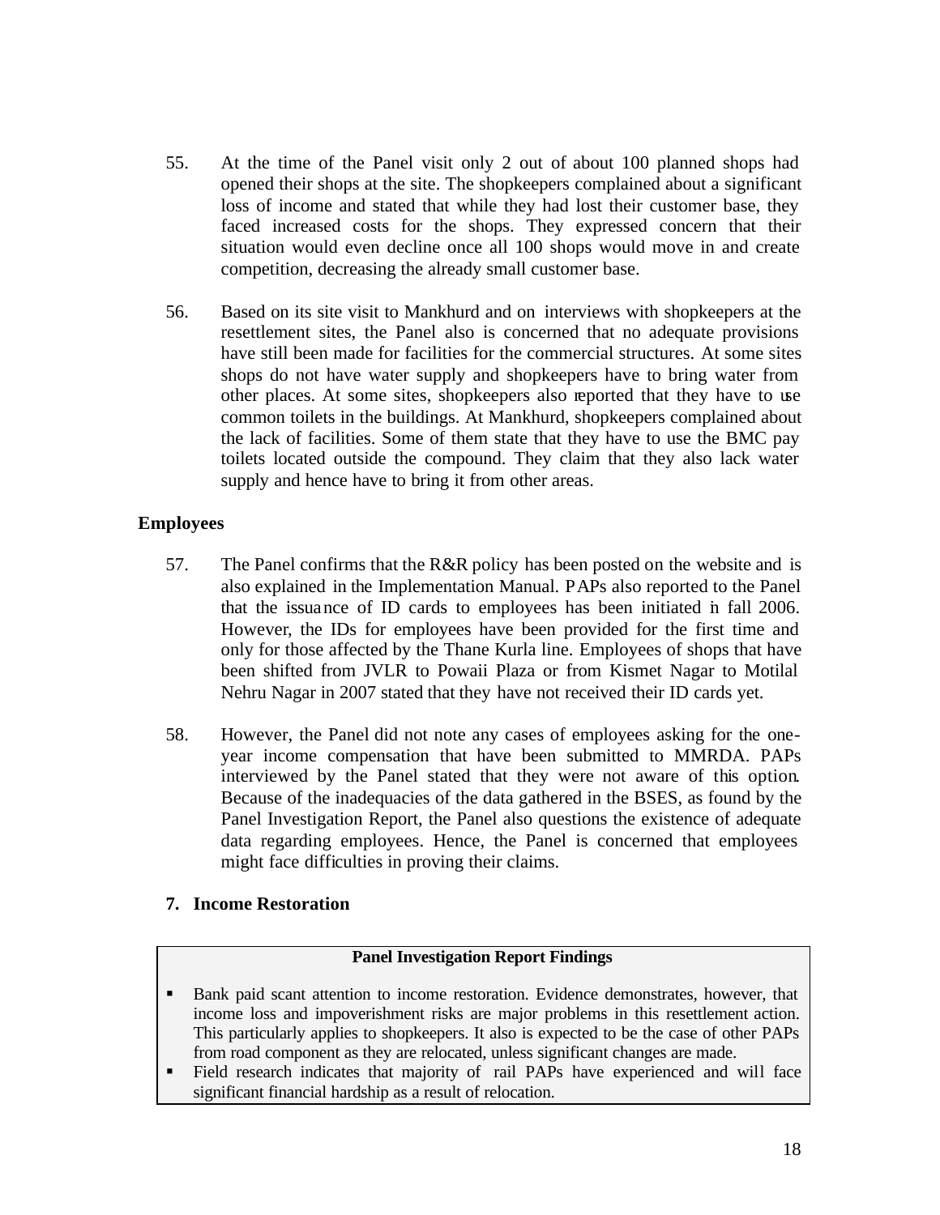55. At the time of the Panel visit only 2 out of about 100 planned shops had opened their shops at the site. The shopkeepers complained about a significant loss of income and stated that while they had lost their customer base, they faced increased costs for the shops. They expressed concern that their situation would even decline once all 100 shops would move in and create competition, decreasing the already small customer base.

56. Based on its site visit to Mankhurd and on interviews with shopkeepers at the resettlement sites, the Panel also is concerned that no adequate provisions have still been made for facilities for the commercial structures. At some sites shops do not have water supply and shopkeepers have to bring water from other places. At some sites, shopkeepers also reported that they have to use common toilets in the buildings. At Mankhurd, shopkeepers complained about the lack of facilities. Some of them state that they have to use the BMC pay toilets located outside the compound. They claim that they also lack water supply and hence have to bring it from other areas.

**Employees**

57. The Panel confirms that the R&R policy has been posted on the website and is also explained in the Implementation Manual. PAPs also reported to the Panel that the issuance of ID cards to employees has been initiated in fall 2006. However, the IDs for employees have been provided for the first time and only for those affected by the Thane Kurla line. Employees of shops that have been shifted from JVLR to Powaii Plaza or from Kismet Nagar to Motilal Nehru Nagar in 2007 stated that they have not received their ID cards yet.

58. However, the Panel did not note any cases of employees asking for the one-year income compensation that have been submitted to MMRDA. PAPs interviewed by the Panel stated that they were not aware of this option. Because of the inadequacies of the data gathered in the BSES, as found by the Panel Investigation Report, the Panel also questions the existence of adequate data regarding employees. Hence, the Panel is concerned that employees might face difficulties in proving their claims.

## 7. Income Restoration

| **Panel Investigation Report Findings** |
|---|
| ▪ Bank paid scant attention to income restoration. Evidence demonstrates, however, that income loss and impoverishment risks are major problems in this resettlement action. This particularly applies to shopkeepers. It also is expected to be the case of other PAPs from road component as they are relocated, unless significant changes are made.<br>▪ Field research indicates that majority of rail PAPs have experienced and will face significant financial hardship as a result of relocation. |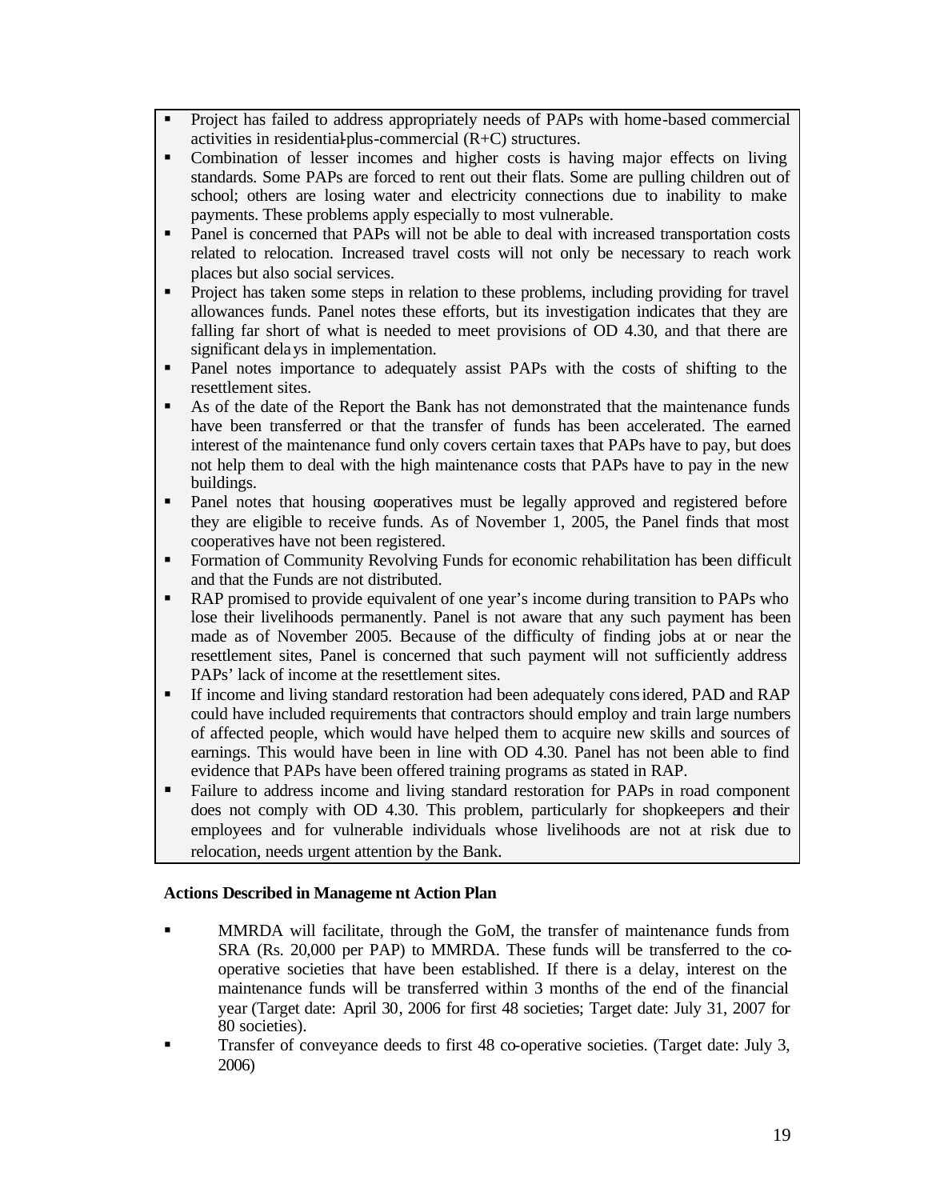- Project has failed to address appropriately needs of PAPs with home-based commercial activities in residential-plus-commercial (R+C) structures.
- Combination of lesser incomes and higher costs is having major effects on living standards. Some PAPs are forced to rent out their flats. Some are pulling children out of school; others are losing water and electricity connections due to inability to make payments. These problems apply especially to most vulnerable.
- Panel is concerned that PAPs will not be able to deal with increased transportation costs related to relocation. Increased travel costs will not only be necessary to reach work places but also social services.
- Project has taken some steps in relation to these problems, including providing for travel allowances funds. Panel notes these efforts, but its investigation indicates that they are falling far short of what is needed to meet provisions of OD 4.30, and that there are significant delays in implementation.
- Panel notes importance to adequately assist PAPs with the costs of shifting to the resettlement sites.
- As of the date of the Report the Bank has not demonstrated that the maintenance funds have been transferred or that the transfer of funds has been accelerated. The earned interest of the maintenance fund only covers certain taxes that PAPs have to pay, but does not help them to deal with the high maintenance costs that PAPs have to pay in the new buildings.
- Panel notes that housing cooperatives must be legally approved and registered before they are eligible to receive funds. As of November 1, 2005, the Panel finds that most cooperatives have not been registered.
- Formation of Community Revolving Funds for economic rehabilitation has been difficult and that the Funds are not distributed.
- RAP promised to provide equivalent of one year's income during transition to PAPs who lose their livelihoods permanently. Panel is not aware that any such payment has been made as of November 2005. Because of the difficulty of finding jobs at or near the resettlement sites, Panel is concerned that such payment will not sufficiently address PAPs' lack of income at the resettlement sites.
- If income and living standard restoration had been adequately considered, PAD and RAP could have included requirements that contractors should employ and train large numbers of affected people, which would have helped them to acquire new skills and sources of earnings. This would have been in line with OD 4.30. Panel has not been able to find evidence that PAPs have been offered training programs as stated in RAP.
- Failure to address income and living standard restoration for PAPs in road component does not comply with OD 4.30. This problem, particularly for shopkeepers and their employees and for vulnerable individuals whose livelihoods are not at risk due to relocation, needs urgent attention by the Bank.

**Actions Described in Management Action Plan**

- MMRDA will facilitate, through the GoM, the transfer of maintenance funds from SRA (Rs. 20,000 per PAP) to MMRDA. These funds will be transferred to the co-operative societies that have been established. If there is a delay, interest on the maintenance funds will be transferred within 3 months of the end of the financial year (Target date: April 30, 2006 for first 48 societies; Target date: July 31, 2007 for 80 societies).
- Transfer of conveyance deeds to first 48 co-operative societies. (Target date: July 3, 2006)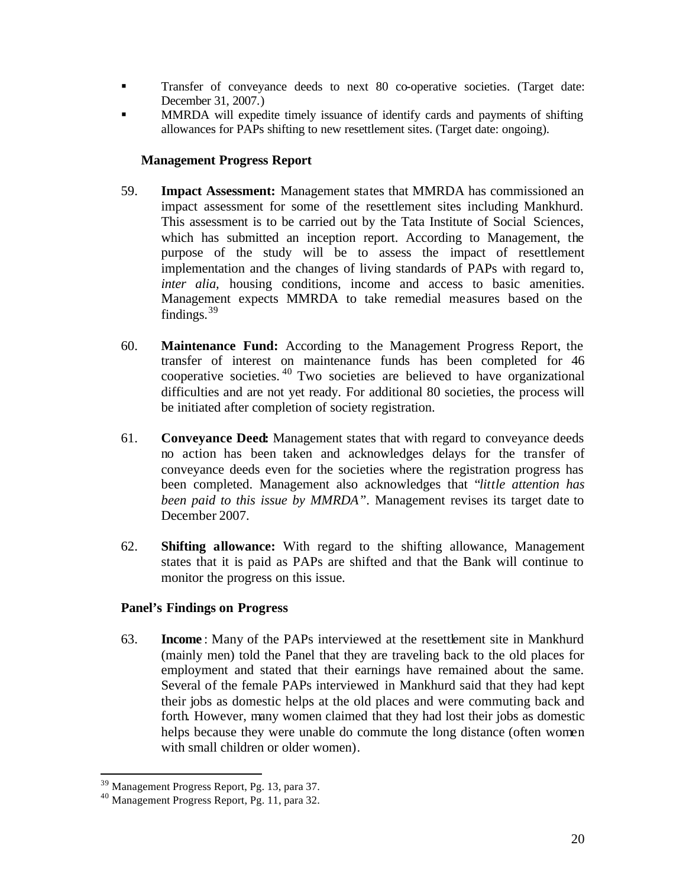- Transfer of conveyance deeds to next 80 co-operative societies. (Target date: December 31, 2007.)
- MMRDA will expedite timely issuance of identify cards and payments of shifting allowances for PAPs shifting to new resettlement sites. (Target date: ongoing).

**Management Progress Report**

59. **Impact Assessment:** Management states that MMRDA has commissioned an impact assessment for some of the resettlement sites including Mankhurd. This assessment is to be carried out by the Tata Institute of Social Sciences, which has submitted an inception report. According to Management, the purpose of the study will be to assess the impact of resettlement implementation and the changes of living standards of PAPs with regard to, *inter alia*, housing conditions, income and access to basic amenities. Management expects MMRDA to take remedial measures based on the findings.[39]

60. **Maintenance Fund:** According to the Management Progress Report, the transfer of interest on maintenance funds has been completed for 46 cooperative societies.[40] Two societies are believed to have organizational difficulties and are not yet ready. For additional 80 societies, the process will be initiated after completion of society registration.

61. **Conveyance Deed:** Management states that with regard to conveyance deeds no action has been taken and acknowledges delays for the transfer of conveyance deeds even for the societies where the registration progress has been completed. Management also acknowledges that "*little attention has been paid to this issue by MMRDA*". Management revises its target date to December 2007.

62. **Shifting allowance:** With regard to the shifting allowance, Management states that it is paid as PAPs are shifted and that the Bank will continue to monitor the progress on this issue.

**Panel's Findings on Progress**

63. **Income** : Many of the PAPs interviewed at the resettlement site in Mankhurd (mainly men) told the Panel that they are traveling back to the old places for employment and stated that their earnings have remained about the same. Several of the female PAPs interviewed in Mankhurd said that they had kept their jobs as domestic helps at the old places and were commuting back and forth. However, many women claimed that they had lost their jobs as domestic helps because they were unable do commute the long distance (often women with small children or older women).

---

[39] Management Progress Report, Pg. 13, para 37.
[40] Management Progress Report, Pg. 11, para 32.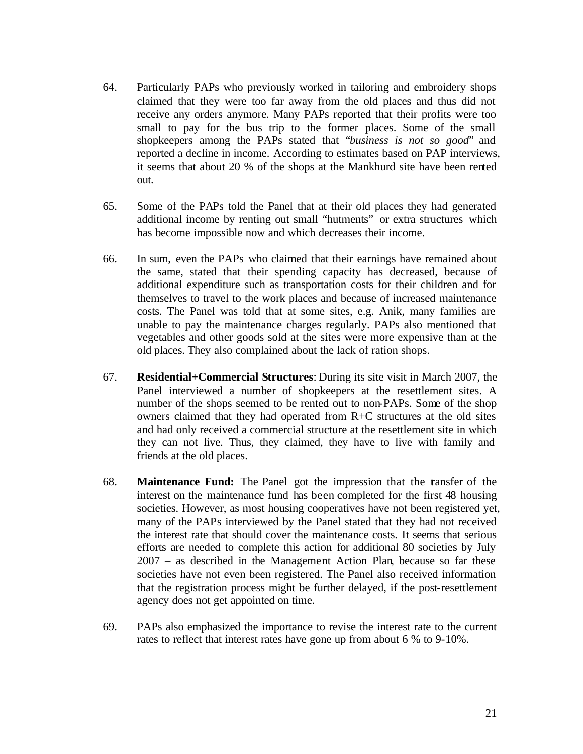64. Particularly PAPs who previously worked in tailoring and embroidery shops claimed that they were too far away from the old places and thus did not receive any orders anymore. Many PAPs reported that their profits were too small to pay for the bus trip to the former places. Some of the small shopkeepers among the PAPs stated that "*business is not so good*" and reported a decline in income. According to estimates based on PAP interviews, it seems that about 20 % of the shops at the Mankhurd site have been rented out.

65. Some of the PAPs told the Panel that at their old places they had generated additional income by renting out small "hutments" or extra structures which has become impossible now and which decreases their income.

66. In sum, even the PAPs who claimed that their earnings have remained about the same, stated that their spending capacity has decreased, because of additional expenditure such as transportation costs for their children and for themselves to travel to the work places and because of increased maintenance costs. The Panel was told that at some sites, e.g. Anik, many families are unable to pay the maintenance charges regularly. PAPs also mentioned that vegetables and other goods sold at the sites were more expensive than at the old places. They also complained about the lack of ration shops.

67. **Residential+Commercial Structures**: During its site visit in March 2007, the Panel interviewed a number of shopkeepers at the resettlement sites. A number of the shops seemed to be rented out to non-PAPs. Some of the shop owners claimed that they had operated from R+C structures at the old sites and had only received a commercial structure at the resettlement site in which they can not live. Thus, they claimed, they have to live with family and friends at the old places.

68. **Maintenance Fund:** The Panel got the impression that the transfer of the interest on the maintenance fund has been completed for the first 48 housing societies. However, as most housing cooperatives have not been registered yet, many of the PAPs interviewed by the Panel stated that they had not received the interest rate that should cover the maintenance costs. It seems that serious efforts are needed to complete this action for additional 80 societies by July 2007 – as described in the Management Action Plan, because so far these societies have not even been registered. The Panel also received information that the registration process might be further delayed, if the post-resettlement agency does not get appointed on time.

69. PAPs also emphasized the importance to revise the interest rate to the current rates to reflect that interest rates have gone up from about 6 % to 9-10%.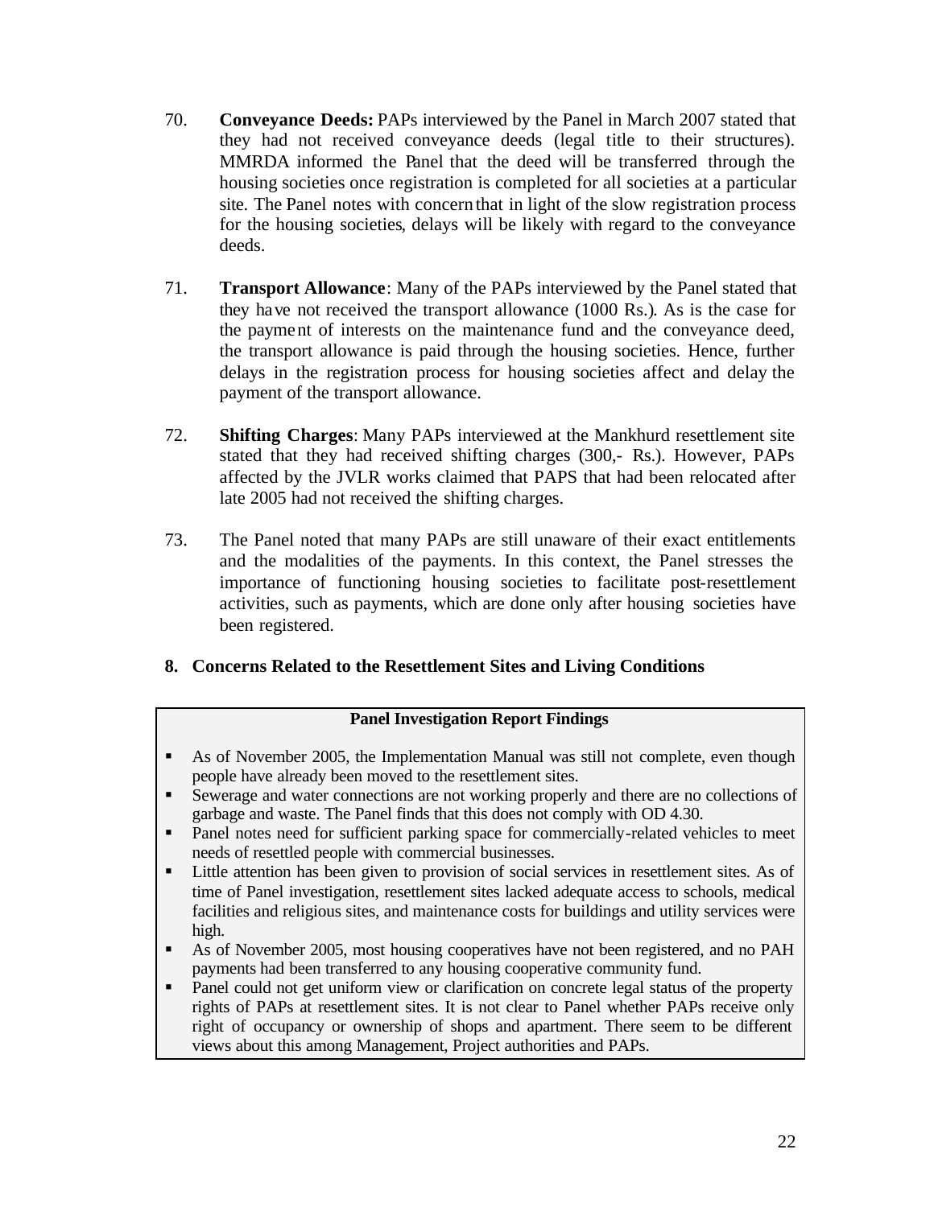70. **Conveyance Deeds:** PAPs interviewed by the Panel in March 2007 stated that they had not received conveyance deeds (legal title to their structures). MMRDA informed the Panel that the deed will be transferred through the housing societies once registration is completed for all societies at a particular site. The Panel notes with concern that in light of the slow registration process for the housing societies, delays will be likely with regard to the conveyance deeds.

71. **Transport Allowance**: Many of the PAPs interviewed by the Panel stated that they have not received the transport allowance (1000 Rs.). As is the case for the payment of interests on the maintenance fund and the conveyance deed, the transport allowance is paid through the housing societies. Hence, further delays in the registration process for housing societies affect and delay the payment of the transport allowance.

72. **Shifting Charges**: Many PAPs interviewed at the Mankhurd resettlement site stated that they had received shifting charges (300,- Rs.). However, PAPs affected by the JVLR works claimed that PAPS that had been relocated after late 2005 had not received the shifting charges.

73. The Panel noted that many PAPs are still unaware of their exact entitlements and the modalities of the payments. In this context, the Panel stresses the importance of functioning housing societies to facilitate post-resettlement activities, such as payments, which are done only after housing societies have been registered.

## 8. Concerns Related to the Resettlement Sites and Living Conditions

**Panel Investigation Report Findings**

- As of November 2005, the Implementation Manual was still not complete, even though people have already been moved to the resettlement sites.
- Sewerage and water connections are not working properly and there are no collections of garbage and waste. The Panel finds that this does not comply with OD 4.30.
- Panel notes need for sufficient parking space for commercially-related vehicles to meet needs of resettled people with commercial businesses.
- Little attention has been given to provision of social services in resettlement sites. As of time of Panel investigation, resettlement sites lacked adequate access to schools, medical facilities and religious sites, and maintenance costs for buildings and utility services were high.
- As of November 2005, most housing cooperatives have not been registered, and no PAH payments had been transferred to any housing cooperative community fund.
- Panel could not get uniform view or clarification on concrete legal status of the property rights of PAPs at resettlement sites. It is not clear to Panel whether PAPs receive only right of occupancy or ownership of shops and apartment. There seem to be different views about this among Management, Project authorities and PAPs.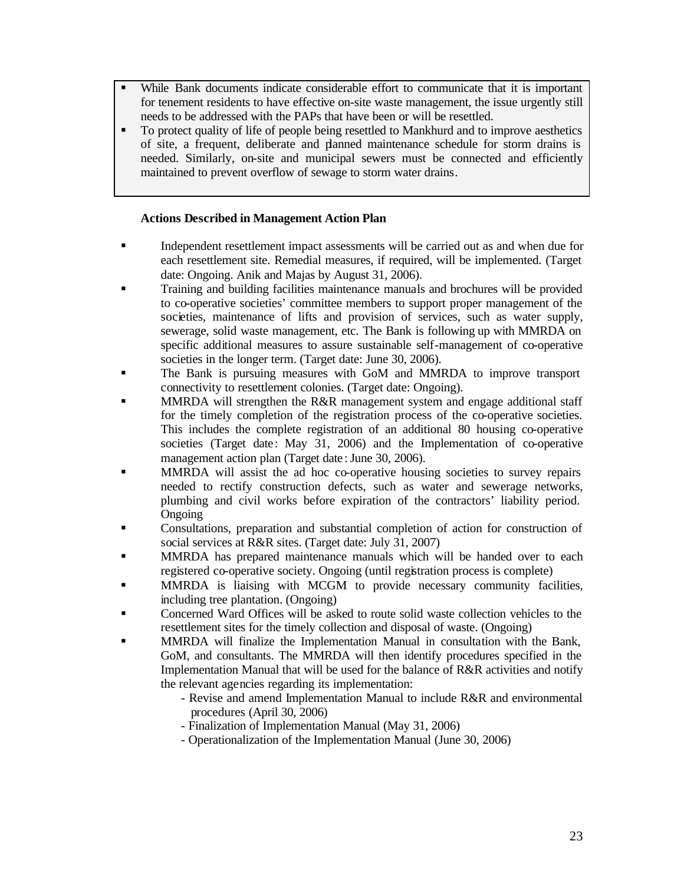- While Bank documents indicate considerable effort to communicate that it is important for tenement residents to have effective on-site waste management, the issue urgently still needs to be addressed with the PAPs that have been or will be resettled.
- To protect quality of life of people being resettled to Mankhurd and to improve aesthetics of site, a frequent, deliberate and planned maintenance schedule for storm drains is needed. Similarly, on-site and municipal sewers must be connected and efficiently maintained to prevent overflow of sewage to storm water drains.

**Actions Described in Management Action Plan**

- Independent resettlement impact assessments will be carried out as and when due for each resettlement site. Remedial measures, if required, will be implemented. (Target date: Ongoing. Anik and Majas by August 31, 2006).
- Training and building facilities maintenance manuals and brochures will be provided to co-operative societies' committee members to support proper management of the societies, maintenance of lifts and provision of services, such as water supply, sewerage, solid waste management, etc. The Bank is following up with MMRDA on specific additional measures to assure sustainable self-management of co-operative societies in the longer term. (Target date: June 30, 2006).
- The Bank is pursuing measures with GoM and MMRDA to improve transport connectivity to resettlement colonies. (Target date: Ongoing).
- MMRDA will strengthen the R&R management system and engage additional staff for the timely completion of the registration process of the co-operative societies. This includes the complete registration of an additional 80 housing co-operative societies (Target date: May 31, 2006) and the Implementation of co-operative management action plan (Target date: June 30, 2006).
- MMRDA will assist the ad hoc co-operative housing societies to survey repairs needed to rectify construction defects, such as water and sewerage networks, plumbing and civil works before expiration of the contractors' liability period. Ongoing
- Consultations, preparation and substantial completion of action for construction of social services at R&R sites. (Target date: July 31, 2007)
- MMRDA has prepared maintenance manuals which will be handed over to each registered co-operative society. Ongoing (until registration process is complete)
- MMRDA is liaising with MCGM to provide necessary community facilities, including tree plantation. (Ongoing)
- Concerned Ward Offices will be asked to route solid waste collection vehicles to the resettlement sites for the timely collection and disposal of waste. (Ongoing)
- MMRDA will finalize the Implementation Manual in consultation with the Bank, GoM, and consultants. The MMRDA will then identify procedures specified in the Implementation Manual that will be used for the balance of R&R activities and notify the relevant agencies regarding its implementation:
  - Revise and amend Implementation Manual to include R&R and environmental procedures (April 30, 2006)
  - Finalization of Implementation Manual (May 31, 2006)
  - Operationalization of the Implementation Manual (June 30, 2006)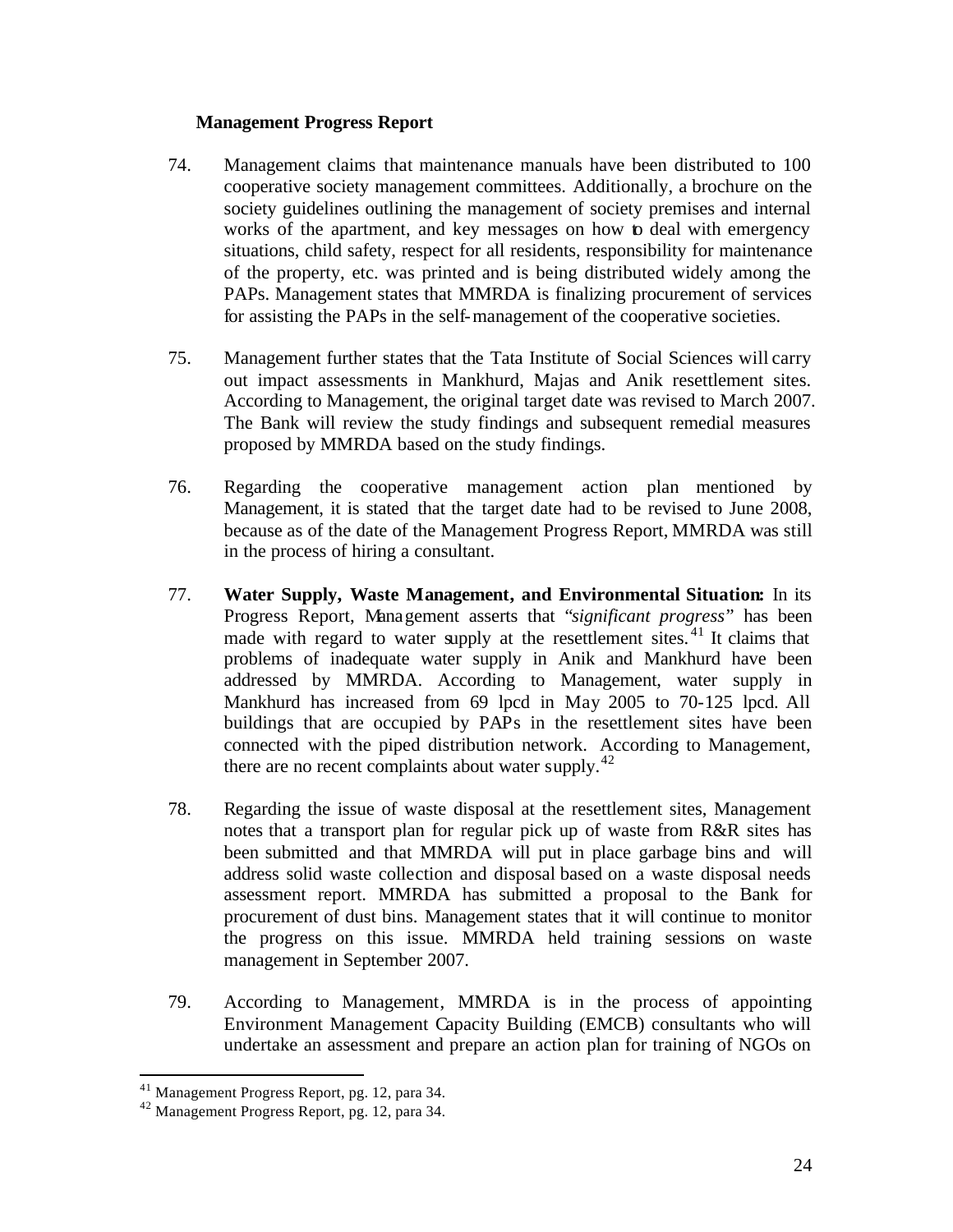**Management Progress Report**

74. Management claims that maintenance manuals have been distributed to 100 cooperative society management committees. Additionally, a brochure on the society guidelines outlining the management of society premises and internal works of the apartment, and key messages on how to deal with emergency situations, child safety, respect for all residents, responsibility for maintenance of the property, etc. was printed and is being distributed widely among the PAPs. Management states that MMRDA is finalizing procurement of services for assisting the PAPs in the self-management of the cooperative societies.

75. Management further states that the Tata Institute of Social Sciences will carry out impact assessments in Mankhurd, Majas and Anik resettlement sites. According to Management, the original target date was revised to March 2007. The Bank will review the study findings and subsequent remedial measures proposed by MMRDA based on the study findings.

76. Regarding the cooperative management action plan mentioned by Management, it is stated that the target date had to be revised to June 2008, because as of the date of the Management Progress Report, MMRDA was still in the process of hiring a consultant.

77. **Water Supply, Waste Management, and Environmental Situation:** In its Progress Report, Management asserts that "*significant progress*" has been made with regard to water supply at the resettlement sites.[41] It claims that problems of inadequate water supply in Anik and Mankhurd have been addressed by MMRDA. According to Management, water supply in Mankhurd has increased from 69 lpcd in May 2005 to 70-125 lpcd. All buildings that are occupied by PAPs in the resettlement sites have been connected with the piped distribution network. According to Management, there are no recent complaints about water supply.[42]

78. Regarding the issue of waste disposal at the resettlement sites, Management notes that a transport plan for regular pick up of waste from R&R sites has been submitted and that MMRDA will put in place garbage bins and will address solid waste collection and disposal based on a waste disposal needs assessment report. MMRDA has submitted a proposal to the Bank for procurement of dust bins. Management states that it will continue to monitor the progress on this issue. MMRDA held training sessions on waste management in September 2007.

79. According to Management, MMRDA is in the process of appointing Environment Management Capacity Building (EMCB) consultants who will undertake an assessment and prepare an action plan for training of NGOs on

---

[41] Management Progress Report, pg. 12, para 34.

[42] Management Progress Report, pg. 12, para 34.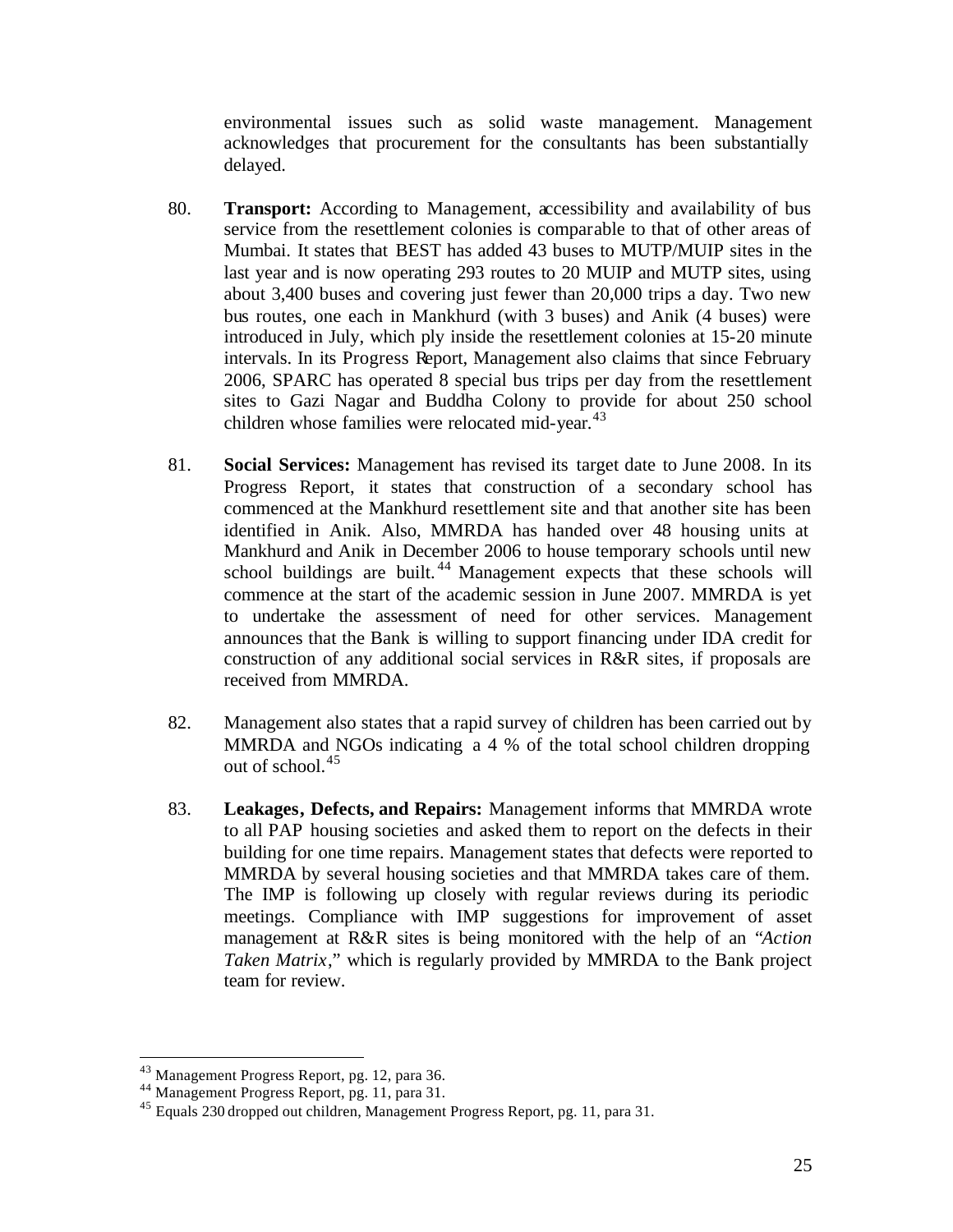environmental issues such as solid waste management. Management acknowledges that procurement for the consultants has been substantially delayed.

80. **Transport:** According to Management, accessibility and availability of bus service from the resettlement colonies is comparable to that of other areas of Mumbai. It states that BEST has added 43 buses to MUTP/MUIP sites in the last year and is now operating 293 routes to 20 MUIP and MUTP sites, using about 3,400 buses and covering just fewer than 20,000 trips a day. Two new bus routes, one each in Mankhurd (with 3 buses) and Anik (4 buses) were introduced in July, which ply inside the resettlement colonies at 15-20 minute intervals. In its Progress Report, Management also claims that since February 2006, SPARC has operated 8 special bus trips per day from the resettlement sites to Gazi Nagar and Buddha Colony to provide for about 250 school children whose families were relocated mid-year.[43]

81. **Social Services:** Management has revised its target date to June 2008. In its Progress Report, it states that construction of a secondary school has commenced at the Mankhurd resettlement site and that another site has been identified in Anik. Also, MMRDA has handed over 48 housing units at Mankhurd and Anik in December 2006 to house temporary schools until new school buildings are built.[44] Management expects that these schools will commence at the start of the academic session in June 2007. MMRDA is yet to undertake the assessment of need for other services. Management announces that the Bank is willing to support financing under IDA credit for construction of any additional social services in R&R sites, if proposals are received from MMRDA.

82. Management also states that a rapid survey of children has been carried out by MMRDA and NGOs indicating a 4 % of the total school children dropping out of school.[45]

83. **Leakages, Defects, and Repairs:** Management informs that MMRDA wrote to all PAP housing societies and asked them to report on the defects in their building for one time repairs. Management states that defects were reported to MMRDA by several housing societies and that MMRDA takes care of them. The IMP is following up closely with regular reviews during its periodic meetings. Compliance with IMP suggestions for improvement of asset management at R&R sites is being monitored with the help of an "*Action Taken Matrix*," which is regularly provided by MMRDA to the Bank project team for review.

---

[43] Management Progress Report, pg. 12, para 36.

[44] Management Progress Report, pg. 11, para 31.

[45] Equals 230 dropped out children, Management Progress Report, pg. 11, para 31.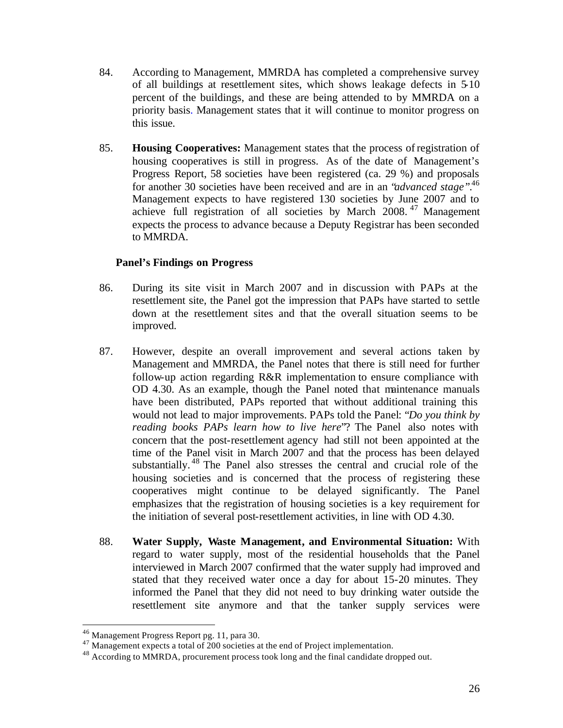84. According to Management, MMRDA has completed a comprehensive survey of all buildings at resettlement sites, which shows leakage defects in 5-10 percent of the buildings, and these are being attended to by MMRDA on a priority basis. Management states that it will continue to monitor progress on this issue.

85. **Housing Cooperatives:** Management states that the process of registration of housing cooperatives is still in progress. As of the date of Management's Progress Report, 58 societies have been registered (ca. 29 %) and proposals for another 30 societies have been received and are in an "*advanced stage*".[46] Management expects to have registered 130 societies by June 2007 and to achieve full registration of all societies by March 2008.[47] Management expects the process to advance because a Deputy Registrar has been seconded to MMRDA.

**Panel's Findings on Progress**

86. During its site visit in March 2007 and in discussion with PAPs at the resettlement site, the Panel got the impression that PAPs have started to settle down at the resettlement sites and that the overall situation seems to be improved.

87. However, despite an overall improvement and several actions taken by Management and MMRDA, the Panel notes that there is still need for further follow-up action regarding R&R implementation to ensure compliance with OD 4.30. As an example, though the Panel noted that maintenance manuals have been distributed, PAPs reported that without additional training this would not lead to major improvements. PAPs told the Panel: "*Do you think by reading books PAPs learn how to live here*"? The Panel also notes with concern that the post-resettlement agency had still not been appointed at the time of the Panel visit in March 2007 and that the process has been delayed substantially.[48] The Panel also stresses the central and crucial role of the housing societies and is concerned that the process of registering these cooperatives might continue to be delayed significantly. The Panel emphasizes that the registration of housing societies is a key requirement for the initiation of several post-resettlement activities, in line with OD 4.30.

88. **Water Supply, Waste Management, and Environmental Situation:** With regard to water supply, most of the residential households that the Panel interviewed in March 2007 confirmed that the water supply had improved and stated that they received water once a day for about 15-20 minutes. They informed the Panel that they did not need to buy drinking water outside the resettlement site anymore and that the tanker supply services were

[46] Management Progress Report pg. 11, para 30.

[47] Management expects a total of 200 societies at the end of Project implementation.

[48] According to MMRDA, procurement process took long and the final candidate dropped out.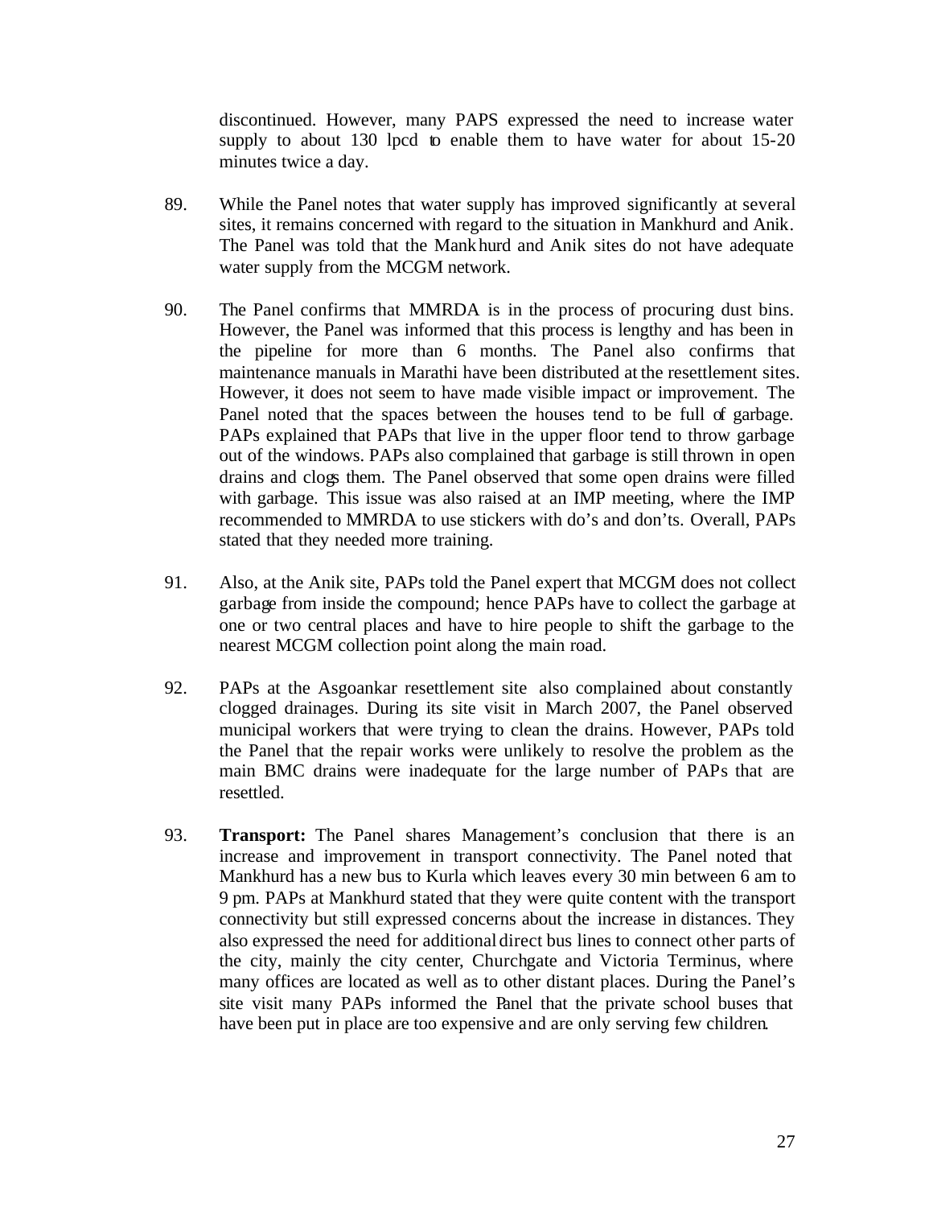discontinued. However, many PAPS expressed the need to increase water supply to about 130 lpcd to enable them to have water for about 15-20 minutes twice a day.

89. While the Panel notes that water supply has improved significantly at several sites, it remains concerned with regard to the situation in Mankhurd and Anik. The Panel was told that the Mankhurd and Anik sites do not have adequate water supply from the MCGM network.

90. The Panel confirms that MMRDA is in the process of procuring dust bins. However, the Panel was informed that this process is lengthy and has been in the pipeline for more than 6 months. The Panel also confirms that maintenance manuals in Marathi have been distributed at the resettlement sites. However, it does not seem to have made visible impact or improvement. The Panel noted that the spaces between the houses tend to be full of garbage. PAPs explained that PAPs that live in the upper floor tend to throw garbage out of the windows. PAPs also complained that garbage is still thrown in open drains and clogs them. The Panel observed that some open drains were filled with garbage. This issue was also raised at an IMP meeting, where the IMP recommended to MMRDA to use stickers with do's and don'ts. Overall, PAPs stated that they needed more training.

91. Also, at the Anik site, PAPs told the Panel expert that MCGM does not collect garbage from inside the compound; hence PAPs have to collect the garbage at one or two central places and have to hire people to shift the garbage to the nearest MCGM collection point along the main road.

92. PAPs at the Asgoankar resettlement site also complained about constantly clogged drainages. During its site visit in March 2007, the Panel observed municipal workers that were trying to clean the drains. However, PAPs told the Panel that the repair works were unlikely to resolve the problem as the main BMC drains were inadequate for the large number of PAPs that are resettled.

93. **Transport:** The Panel shares Management's conclusion that there is an increase and improvement in transport connectivity. The Panel noted that Mankhurd has a new bus to Kurla which leaves every 30 min between 6 am to 9 pm. PAPs at Mankhurd stated that they were quite content with the transport connectivity but still expressed concerns about the increase in distances. They also expressed the need for additional direct bus lines to connect other parts of the city, mainly the city center, Churchgate and Victoria Terminus, where many offices are located as well as to other distant places. During the Panel's site visit many PAPs informed the Panel that the private school buses that have been put in place are too expensive and are only serving few children.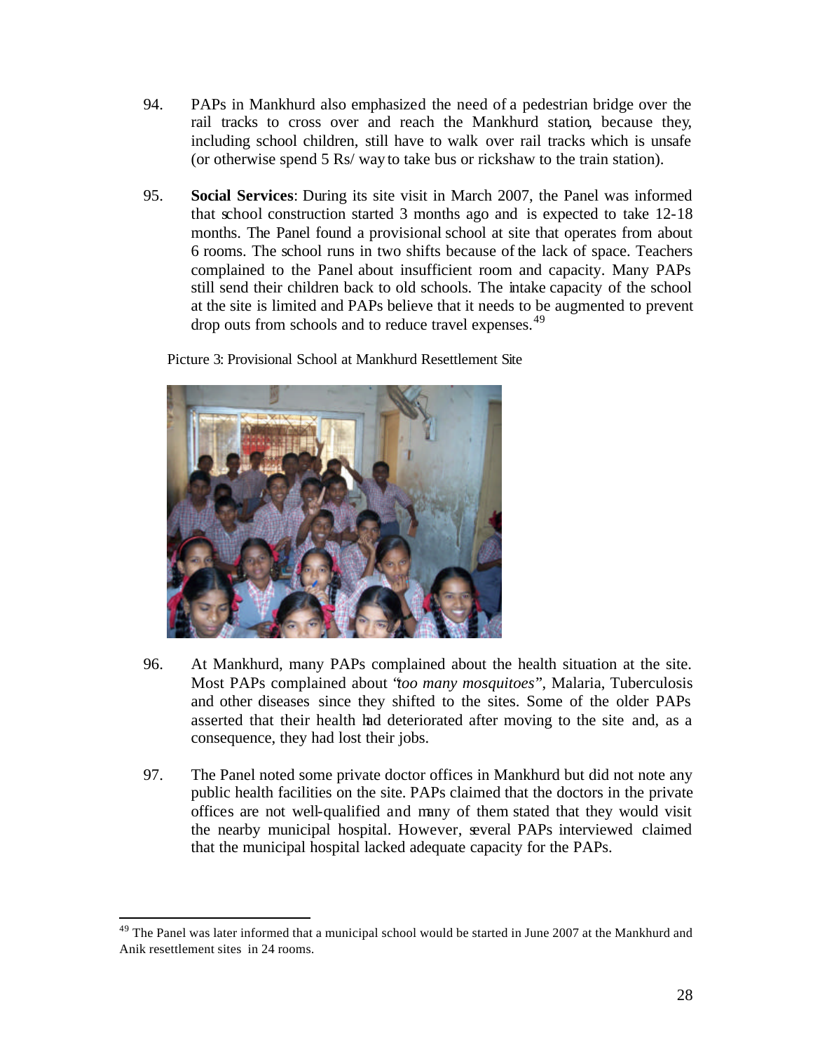94. PAPs in Mankhurd also emphasized the need of a pedestrian bridge over the rail tracks to cross over and reach the Mankhurd station, because they, including school children, still have to walk over rail tracks which is unsafe (or otherwise spend 5 Rs/ way to take bus or rickshaw to the train station).

95. **Social Services**: During its site visit in March 2007, the Panel was informed that school construction started 3 months ago and is expected to take 12-18 months. The Panel found a provisional school at site that operates from about 6 rooms. The school runs in two shifts because of the lack of space. Teachers complained to the Panel about insufficient room and capacity. Many PAPs still send their children back to old schools. The intake capacity of the school at the site is limited and PAPs believe that it needs to be augmented to prevent drop outs from schools and to reduce travel expenses.[49]

Picture 3: Provisional School at Mankhurd Resettlement Site

96. At Mankhurd, many PAPs complained about the health situation at the site. Most PAPs complained about *"too many mosquitoes"*, Malaria, Tuberculosis and other diseases since they shifted to the sites. Some of the older PAPs asserted that their health had deteriorated after moving to the site and, as a consequence, they had lost their jobs.

97. The Panel noted some private doctor offices in Mankhurd but did not note any public health facilities on the site. PAPs claimed that the doctors in the private offices are not well-qualified and many of them stated that they would visit the nearby municipal hospital. However, several PAPs interviewed claimed that the municipal hospital lacked adequate capacity for the PAPs.

---

[49] The Panel was later informed that a municipal school would be started in June 2007 at the Mankhurd and Anik resettlement sites in 24 rooms.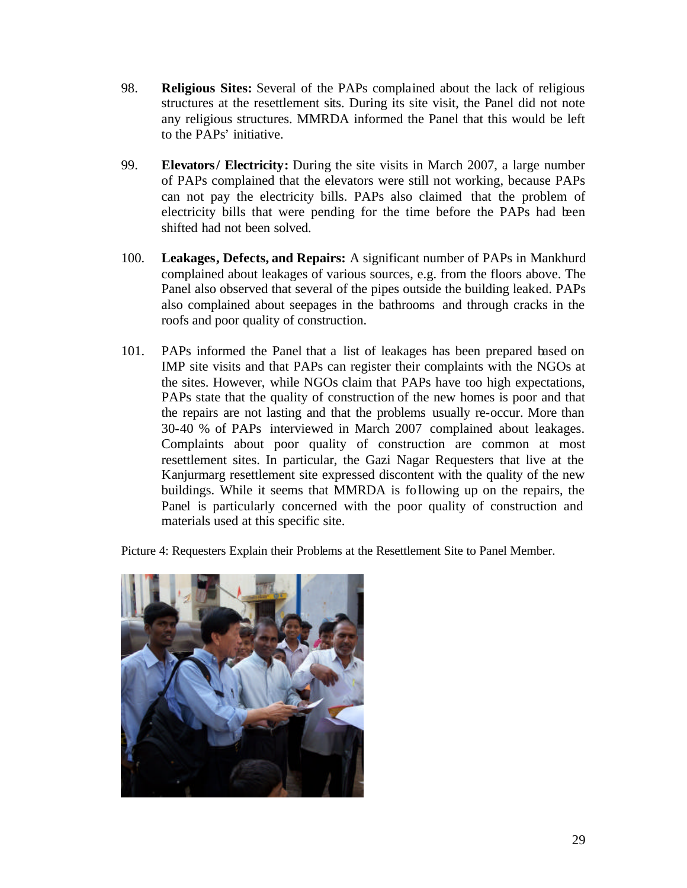98. **Religious Sites:** Several of the PAPs complained about the lack of religious structures at the resettlement sits. During its site visit, the Panel did not note any religious structures. MMRDA informed the Panel that this would be left to the PAPs' initiative.

99. **Elevators/ Electricity:** During the site visits in March 2007, a large number of PAPs complained that the elevators were still not working, because PAPs can not pay the electricity bills. PAPs also claimed that the problem of electricity bills that were pending for the time before the PAPs had been shifted had not been solved.

100. **Leakages, Defects, and Repairs:** A significant number of PAPs in Mankhurd complained about leakages of various sources, e.g. from the floors above. The Panel also observed that several of the pipes outside the building leaked. PAPs also complained about seepages in the bathrooms and through cracks in the roofs and poor quality of construction.

101. PAPs informed the Panel that a list of leakages has been prepared based on IMP site visits and that PAPs can register their complaints with the NGOs at the sites. However, while NGOs claim that PAPs have too high expectations, PAPs state that the quality of construction of the new homes is poor and that the repairs are not lasting and that the problems usually re-occur. More than 30-40 % of PAPs interviewed in March 2007 complained about leakages. Complaints about poor quality of construction are common at most resettlement sites. In particular, the Gazi Nagar Requesters that live at the Kanjurmarg resettlement site expressed discontent with the quality of the new buildings. While it seems that MMRDA is following up on the repairs, the Panel is particularly concerned with the poor quality of construction and materials used at this specific site.

Picture 4: Requesters Explain their Problems at the Resettlement Site to Panel Member.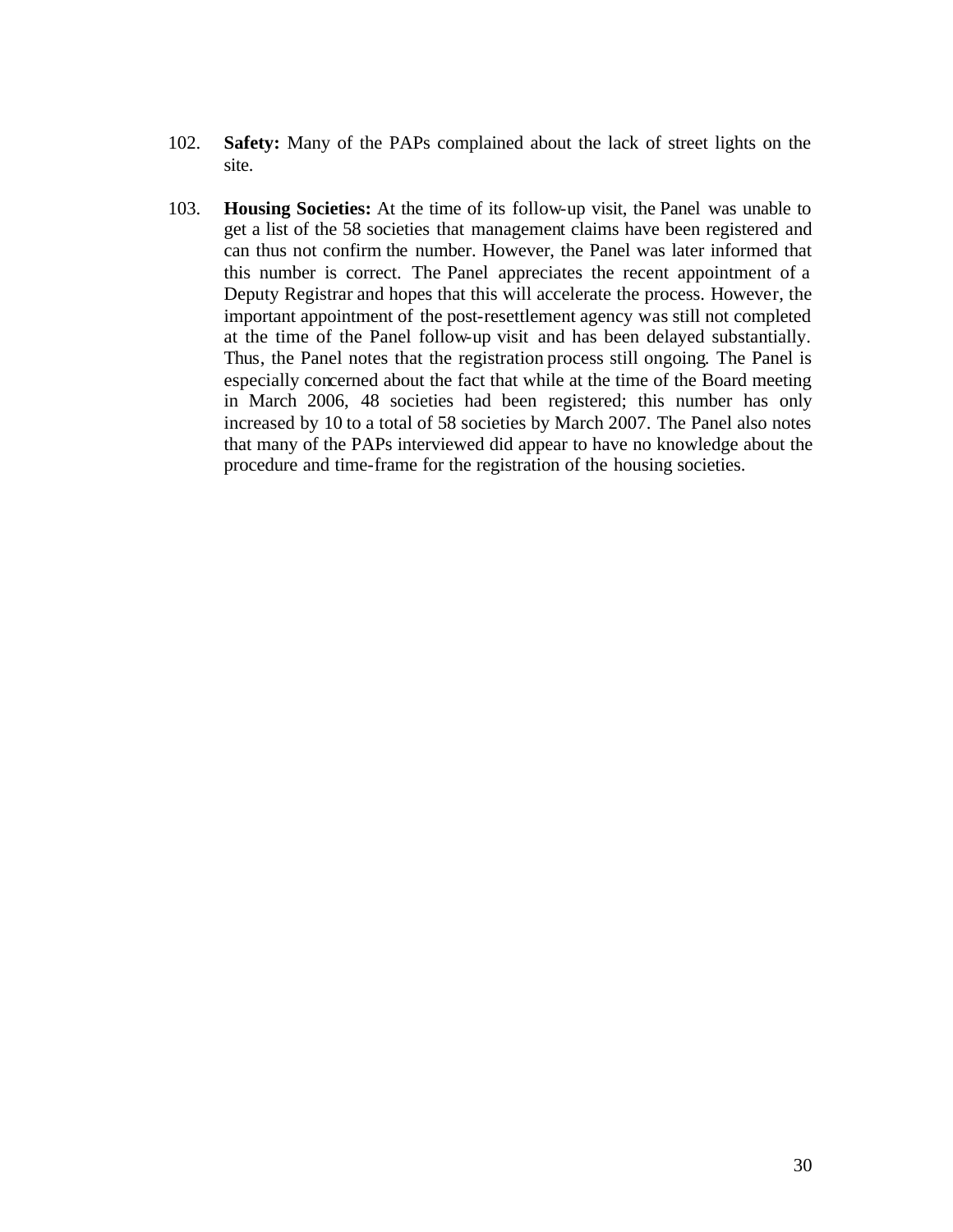102. **Safety:** Many of the PAPs complained about the lack of street lights on the site.

103. **Housing Societies:** At the time of its follow-up visit, the Panel was unable to get a list of the 58 societies that management claims have been registered and can thus not confirm the number. However, the Panel was later informed that this number is correct. The Panel appreciates the recent appointment of a Deputy Registrar and hopes that this will accelerate the process. However, the important appointment of the post-resettlement agency was still not completed at the time of the Panel follow-up visit and has been delayed substantially. Thus, the Panel notes that the registration process still ongoing. The Panel is especially concerned about the fact that while at the time of the Board meeting in March 2006, 48 societies had been registered; this number has only increased by 10 to a total of 58 societies by March 2007. The Panel also notes that many of the PAPs interviewed did appear to have no knowledge about the procedure and time-frame for the registration of the housing societies.